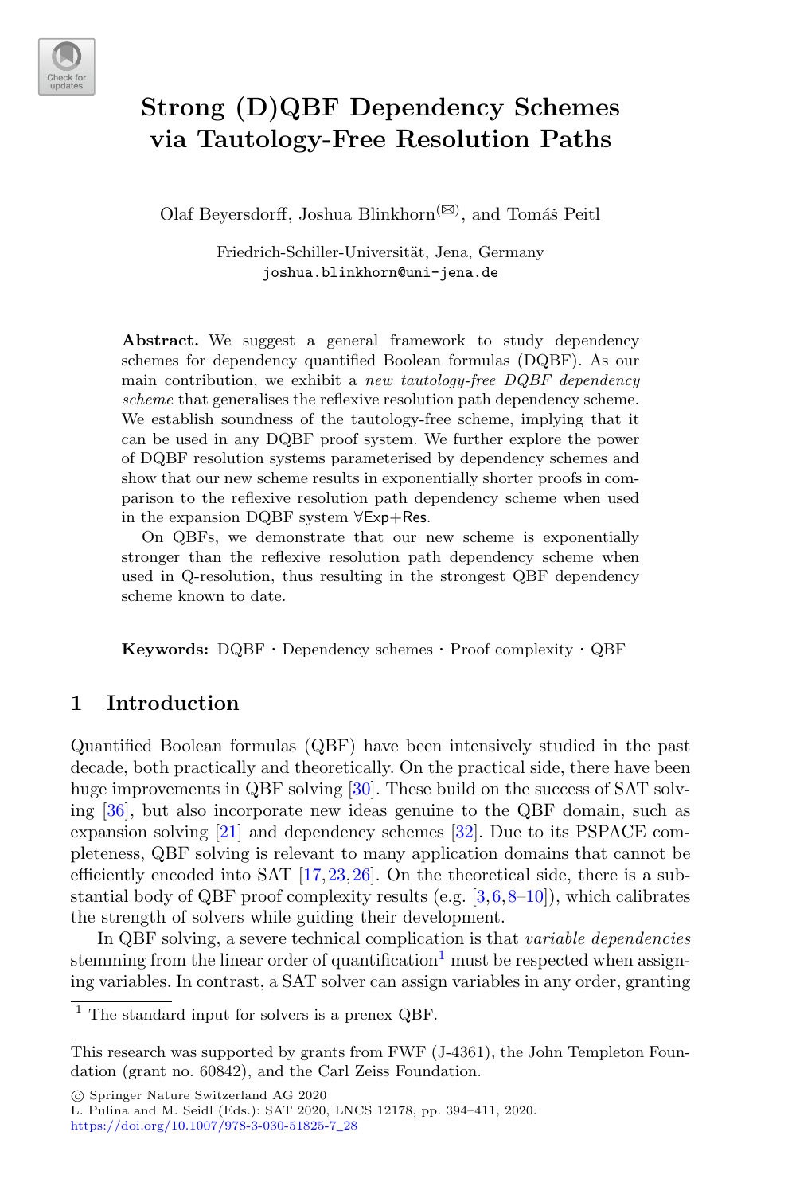# Strong (D)QBF Dependency Schemes via Tautology-Free Resolution Paths

Olaf Beyersdorff, Joshua Blinkhorn([✉]), and Tomáš Peitl

Friedrich-Schiller-Universität, Jena, Germany
joshua.blinkhorn@uni-jena.de

**Abstract.** We suggest a general framework to study dependency schemes for dependency quantified Boolean formulas (DQBF). As our main contribution, we exhibit a *new tautology-free DQBF dependency scheme* that generalises the reflexive resolution path dependency scheme. We establish soundness of the tautology-free scheme, implying that it can be used in any DQBF proof system. We further explore the power of DQBF resolution systems parameterised by dependency schemes and show that our new scheme results in exponentially shorter proofs in comparison to the reflexive resolution path dependency scheme when used in the expansion DQBF system ∀Exp+Res.

On QBFs, we demonstrate that our new scheme is exponentially stronger than the reflexive resolution path dependency scheme when used in Q-resolution, thus resulting in the strongest QBF dependency scheme known to date.

**Keywords:** DQBF · Dependency schemes · Proof complexity · QBF

## 1 Introduction

Quantified Boolean formulas (QBF) have been intensively studied in the past decade, both practically and theoretically. On the practical side, there have been huge improvements in QBF solving [30]. These build on the success of SAT solving [36], but also incorporate new ideas genuine to the QBF domain, such as expansion solving [21] and dependency schemes [32]. Due to its PSPACE completeness, QBF solving is relevant to many application domains that cannot be efficiently encoded into SAT [17,23,26]. On the theoretical side, there is a substantial body of QBF proof complexity results (e.g. [3,6,8–10]), which calibrates the strength of solvers while guiding their development.

In QBF solving, a severe technical complication is that *variable dependencies* stemming from the linear order of quantification[1] must be respected when assigning variables. In contrast, a SAT solver can assign variables in any order, granting

[1] The standard input for solvers is a prenex QBF.

This research was supported by grants from FWF (J-4361), the John Templeton Foundation (grant no. 60842), and the Carl Zeiss Foundation.

© Springer Nature Switzerland AG 2020
L. Pulina and M. Seidl (Eds.): SAT 2020, LNCS 12178, pp. 394–411, 2020.
https://doi.org/10.1007/978-3-030-51825-7_28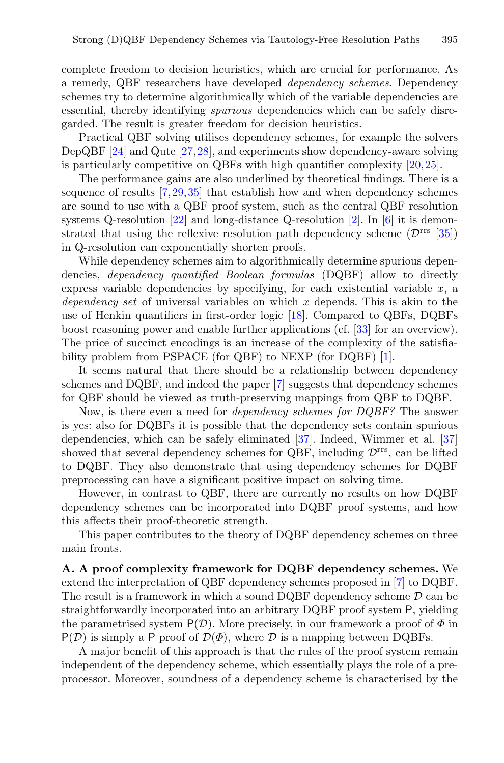complete freedom to decision heuristics, which are crucial for performance. As a remedy, QBF researchers have developed *dependency schemes*. Dependency schemes try to determine algorithmically which of the variable dependencies are essential, thereby identifying *spurious* dependencies which can be safely disregarded. The result is greater freedom for decision heuristics.

Practical QBF solving utilises dependency schemes, for example the solvers DepQBF [24] and Qute [27,28], and experiments show dependency-aware solving is particularly competitive on QBFs with high quantifier complexity [20,25].

The performance gains are also underlined by theoretical findings. There is a sequence of results [7,29,35] that establish how and when dependency schemes are sound to use with a QBF proof system, such as the central QBF resolution systems Q-resolution [22] and long-distance Q-resolution [2]. In [6] it is demonstrated that using the reflexive resolution path dependency scheme ($\mathcal{D}^{\text{rrs}}$ [35]) in Q-resolution can exponentially shorten proofs.

While dependency schemes aim to algorithmically determine spurious dependencies, *dependency quantified Boolean formulas* (DQBF) allow to directly express variable dependencies by specifying, for each existential variable $x$, a *dependency set* of universal variables on which $x$ depends. This is akin to the use of Henkin quantifiers in first-order logic [18]. Compared to QBFs, DQBFs boost reasoning power and enable further applications (cf. [33] for an overview). The price of succinct encodings is an increase of the complexity of the satisfiability problem from PSPACE (for QBF) to NEXP (for DQBF) [1].

It seems natural that there should be a relationship between dependency schemes and DQBF, and indeed the paper [7] suggests that dependency schemes for QBF should be viewed as truth-preserving mappings from QBF to DQBF.

Now, is there even a need for *dependency schemes for DQBF?* The answer is yes: also for DQBFs it is possible that the dependency sets contain spurious dependencies, which can be safely eliminated [37]. Indeed, Wimmer et al. [37] showed that several dependency schemes for QBF, including $\mathcal{D}^{\text{rrs}}$, can be lifted to DQBF. They also demonstrate that using dependency schemes for DQBF preprocessing can have a significant positive impact on solving time.

However, in contrast to QBF, there are currently no results on how DQBF dependency schemes can be incorporated into DQBF proof systems, and how this affects their proof-theoretic strength.

This paper contributes to the theory of DQBF dependency schemes on three main fronts.

**A. A proof complexity framework for DQBF dependency schemes.** We extend the interpretation of QBF dependency schemes proposed in [7] to DQBF. The result is a framework in which a sound DQBF dependency scheme $\mathcal{D}$ can be straightforwardly incorporated into an arbitrary DQBF proof system $\mathsf{P}$, yielding the parametrised system $\mathsf{P}(\mathcal{D})$. More precisely, in our framework a proof of $\Phi$ in $\mathsf{P}(\mathcal{D})$ is simply a $\mathsf{P}$ proof of $\mathcal{D}(\Phi)$, where $\mathcal{D}$ is a mapping between DQBFs.

A major benefit of this approach is that the rules of the proof system remain independent of the dependency scheme, which essentially plays the role of a preprocessor. Moreover, soundness of a dependency scheme is characterised by the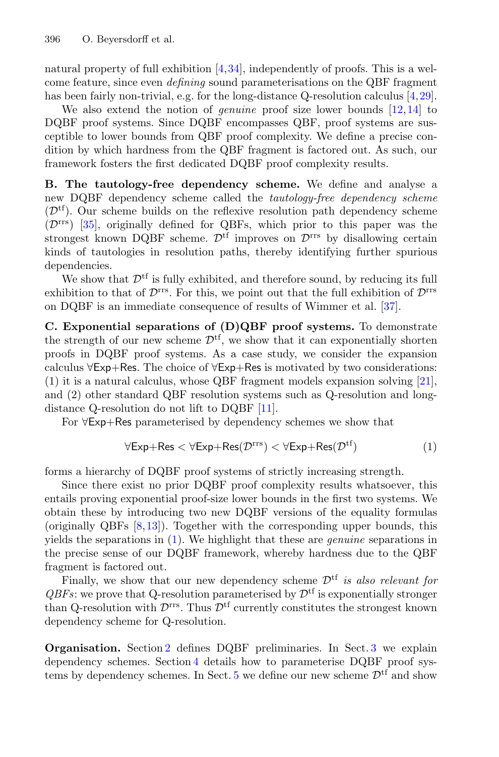natural property of full exhibition [4,34], independently of proofs. This is a welcome feature, since even *defining* sound parameterisations on the QBF fragment has been fairly non-trivial, e.g. for the long-distance Q-resolution calculus [4,29].

We also extend the notion of *genuine* proof size lower bounds [12,14] to DQBF proof systems. Since DQBF encompasses QBF, proof systems are susceptible to lower bounds from QBF proof complexity. We define a precise condition by which hardness from the QBF fragment is factored out. As such, our framework fosters the first dedicated DQBF proof complexity results.

**B. The tautology-free dependency scheme.** We define and analyse a new DQBF dependency scheme called the *tautology-free dependency scheme* ($\mathcal{D}^{\text{tf}}$). Our scheme builds on the reflexive resolution path dependency scheme ($\mathcal{D}^{\text{rrs}}$) [35], originally defined for QBFs, which prior to this paper was the strongest known DQBF scheme. $\mathcal{D}^{\text{tf}}$ improves on $\mathcal{D}^{\text{rrs}}$ by disallowing certain kinds of tautologies in resolution paths, thereby identifying further spurious dependencies.

We show that $\mathcal{D}^{\text{tf}}$ is fully exhibited, and therefore sound, by reducing its full exhibition to that of $\mathcal{D}^{\text{rrs}}$. For this, we point out that the full exhibition of $\mathcal{D}^{\text{rrs}}$ on DQBF is an immediate consequence of results of Wimmer et al. [37].

**C. Exponential separations of (D)QBF proof systems.** To demonstrate the strength of our new scheme $\mathcal{D}^{\text{tf}}$, we show that it can exponentially shorten proofs in DQBF proof systems. As a case study, we consider the expansion calculus $\forall\mathsf{Exp}{+}\mathsf{Res}$. The choice of $\forall\mathsf{Exp}{+}\mathsf{Res}$ is motivated by two considerations: (1) it is a natural calculus, whose QBF fragment models expansion solving [21], and (2) other standard QBF resolution systems such as Q-resolution and long-distance Q-resolution do not lift to DQBF [11].

For $\forall\mathsf{Exp}{+}\mathsf{Res}$ parameterised by dependency schemes we show that

$$\forall\mathsf{Exp}{+}\mathsf{Res} < \forall\mathsf{Exp}{+}\mathsf{Res}(\mathcal{D}^{\text{rrs}}) < \forall\mathsf{Exp}{+}\mathsf{Res}(\mathcal{D}^{\text{tf}}) \tag{1}$$

forms a hierarchy of DQBF proof systems of strictly increasing strength.

Since there exist no prior DQBF proof complexity results whatsoever, this entails proving exponential proof-size lower bounds in the first two systems. We obtain these by introducing two new DQBF versions of the equality formulas (originally QBFs [8,13]). Together with the corresponding upper bounds, this yields the separations in (1). We highlight that these are *genuine* separations in the precise sense of our DQBF framework, whereby hardness due to the QBF fragment is factored out.

Finally, we show that our new dependency scheme $\mathcal{D}^{\text{tf}}$ *is also relevant for QBFs*: we prove that Q-resolution parameterised by $\mathcal{D}^{\text{tf}}$ is exponentially stronger than Q-resolution with $\mathcal{D}^{\text{rrs}}$. Thus $\mathcal{D}^{\text{tf}}$ currently constitutes the strongest known dependency scheme for Q-resolution.

**Organisation.** Section 2 defines DQBF preliminaries. In Sect. 3 we explain dependency schemes. Section 4 details how to parameterise DQBF proof systems by dependency schemes. In Sect. 5 we define our new scheme $\mathcal{D}^{\text{tf}}$ and show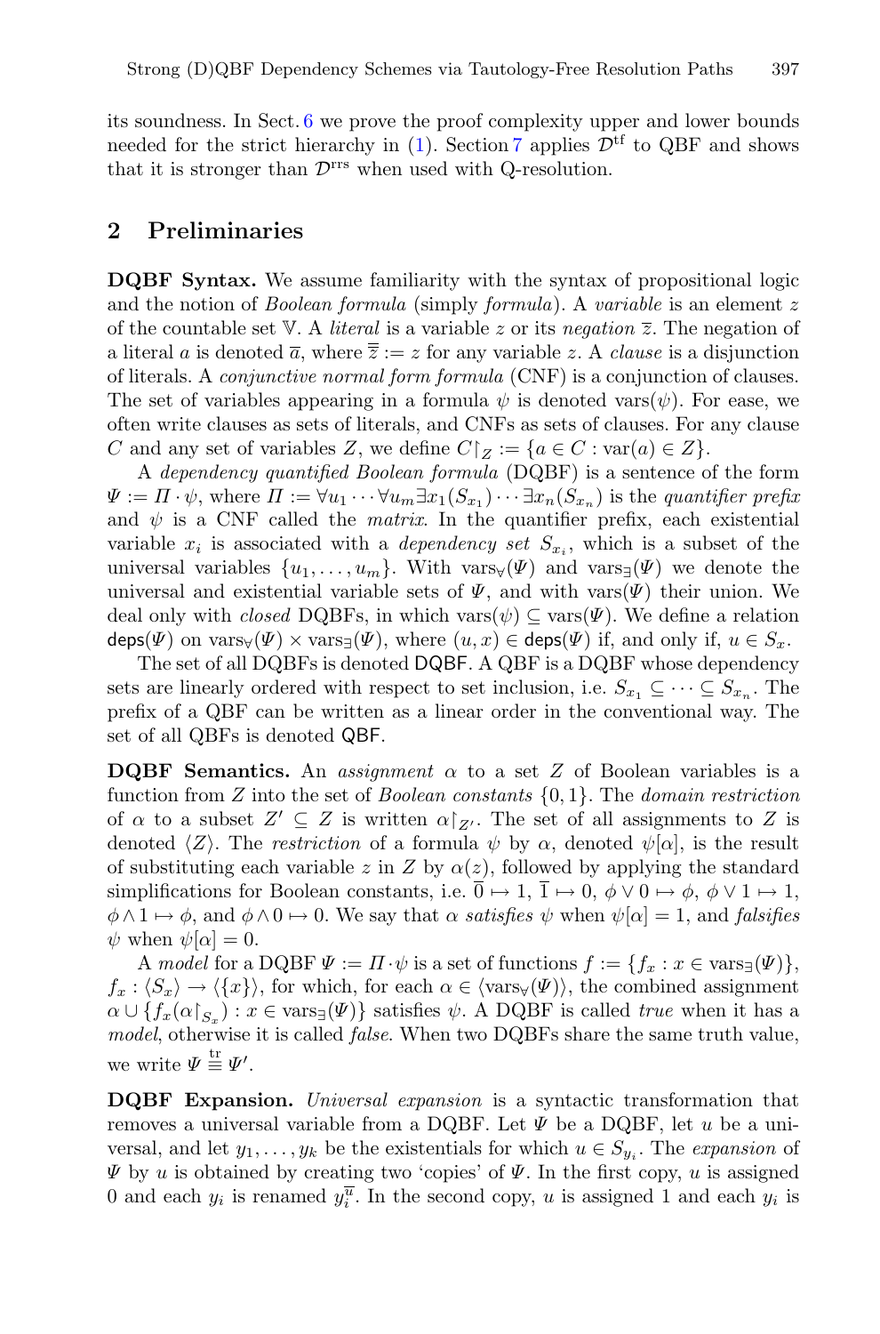its soundness. In Sect. 6 we prove the proof complexity upper and lower bounds needed for the strict hierarchy in (1). Section 7 applies $\mathcal{D}^{\text{tf}}$ to QBF and shows that it is stronger than $\mathcal{D}^{\text{rrs}}$ when used with Q-resolution.

## 2 Preliminaries

**DQBF Syntax.** We assume familiarity with the syntax of propositional logic and the notion of *Boolean formula* (simply *formula*). A *variable* is an element $z$ of the countable set $\mathbb{V}$. A *literal* is a variable $z$ or its *negation* $\overline{z}$. The negation of a literal $a$ is denoted $\overline{a}$, where $\overline{\overline{z}} := z$ for any variable $z$. A *clause* is a disjunction of literals. A *conjunctive normal form formula* (CNF) is a conjunction of clauses. The set of variables appearing in a formula $\psi$ is denoted $\text{vars}(\psi)$. For ease, we often write clauses as sets of literals, and CNFs as sets of clauses. For any clause $C$ and any set of variables $Z$, we define $C\restriction_Z := \{a \in C : \text{var}(a) \in Z\}$.

A *dependency quantified Boolean formula* (DQBF) is a sentence of the form $\Psi := \Pi \cdot \psi$, where $\Pi := \forall u_1 \cdots \forall u_m \exists x_1(S_{x_1}) \cdots \exists x_n(S_{x_n})$ is the *quantifier prefix* and $\psi$ is a CNF called the *matrix*. In the quantifier prefix, each existential variable $x_i$ is associated with a *dependency set* $S_{x_i}$, which is a subset of the universal variables $\{u_1, \ldots, u_m\}$. With $\text{vars}_\forall(\Psi)$ and $\text{vars}_\exists(\Psi)$ we denote the universal and existential variable sets of $\Psi$, and with $\text{vars}(\Psi)$ their union. We deal only with *closed* DQBFs, in which $\text{vars}(\psi) \subseteq \text{vars}(\Psi)$. We define a relation $\mathsf{deps}(\Psi)$ on $\text{vars}_\forall(\Psi) \times \text{vars}_\exists(\Psi)$, where $(u, x) \in \mathsf{deps}(\Psi)$ if, and only if, $u \in S_x$.

The set of all DQBFs is denoted $\mathsf{DQBF}$. A QBF is a DQBF whose dependency sets are linearly ordered with respect to set inclusion, i.e. $S_{x_1} \subseteq \cdots \subseteq S_{x_n}$. The prefix of a QBF can be written as a linear order in the conventional way. The set of all QBFs is denoted $\mathsf{QBF}$.

**DQBF Semantics.** An *assignment* $\alpha$ to a set $Z$ of Boolean variables is a function from $Z$ into the set of *Boolean constants* $\{0, 1\}$. The *domain restriction* of $\alpha$ to a subset $Z' \subseteq Z$ is written $\alpha\restriction_{Z'}$. The set of all assignments to $Z$ is denoted $\langle Z \rangle$. The *restriction* of a formula $\psi$ by $\alpha$, denoted $\psi[\alpha]$, is the result of substituting each variable $z$ in $Z$ by $\alpha(z)$, followed by applying the standard simplifications for Boolean constants, i.e. $\overline{0} \mapsto 1$, $\overline{1} \mapsto 0$, $\phi \vee 0 \mapsto \phi$, $\phi \vee 1 \mapsto 1$, $\phi \wedge 1 \mapsto \phi$, and $\phi \wedge 0 \mapsto 0$. We say that $\alpha$ *satisfies* $\psi$ when $\psi[\alpha] = 1$, and *falsifies* $\psi$ when $\psi[\alpha] = 0$.

A *model* for a DQBF $\Psi := \Pi \cdot \psi$ is a set of functions $f := \{f_x : x \in \text{vars}_\exists(\Psi)\}$, $f_x : \langle S_x \rangle \to \langle \{x\} \rangle$, for which, for each $\alpha \in \langle \text{vars}_\forall(\Psi) \rangle$, the combined assignment $\alpha \cup \{f_x(\alpha\restriction_{S_x}) : x \in \text{vars}_\exists(\Psi)\}$ satisfies $\psi$. A DQBF is called *true* when it has a *model*, otherwise it is called *false*. When two DQBFs share the same truth value, we write $\Psi \overset{\text{tr}}{\equiv} \Psi'$.

**DQBF Expansion.** *Universal expansion* is a syntactic transformation that removes a universal variable from a DQBF. Let $\Psi$ be a DQBF, let $u$ be a universal, and let $y_1, \ldots, y_k$ be the existentials for which $u \in S_{y_i}$. The *expansion* of $\Psi$ by $u$ is obtained by creating two 'copies' of $\Psi$. In the first copy, $u$ is assigned 0 and each $y_i$ is renamed $y_i^{\overline{u}}$. In the second copy, $u$ is assigned 1 and each $y_i$ is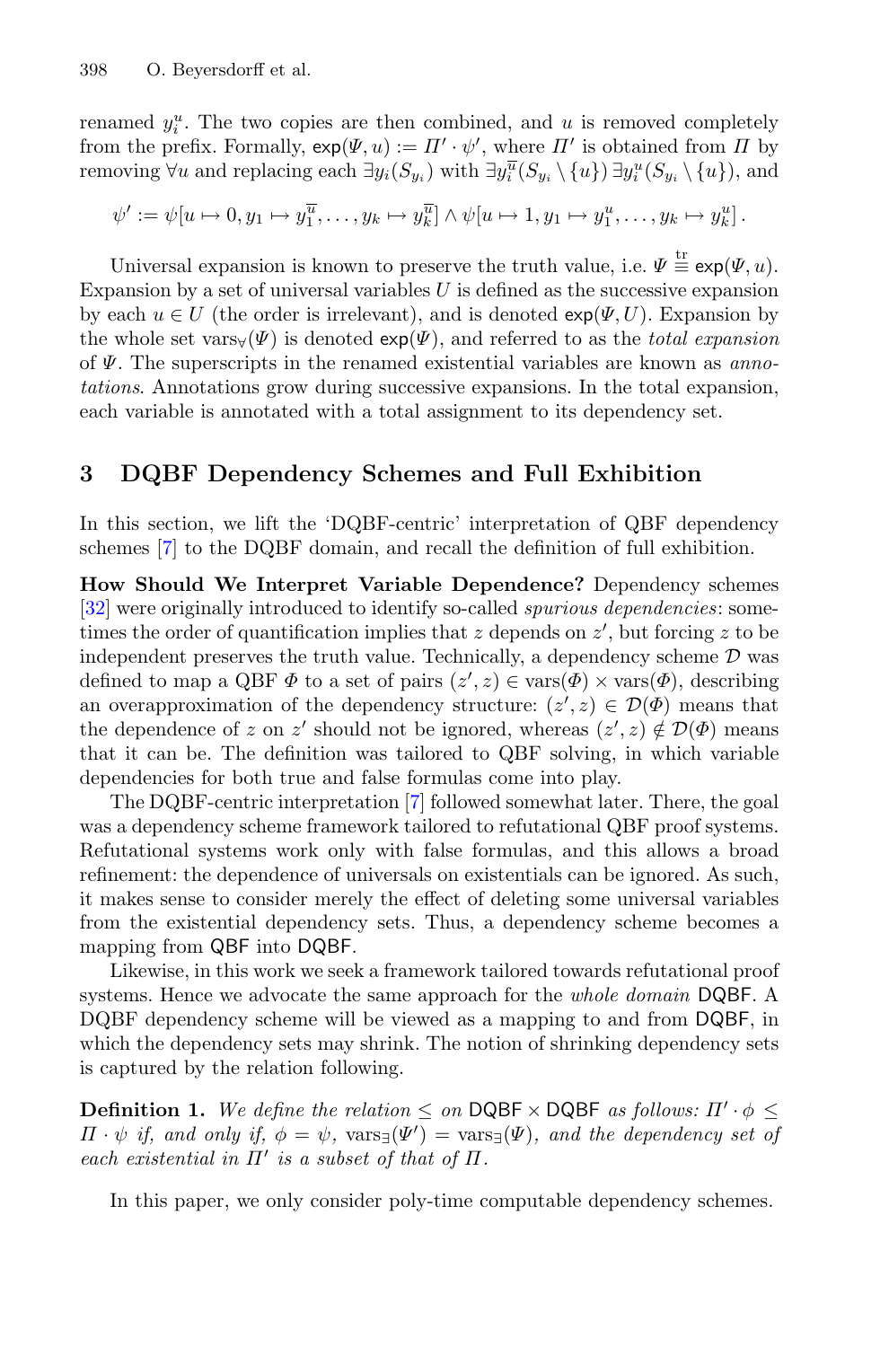renamed $y_i^u$. The two copies are then combined, and $u$ is removed completely from the prefix. Formally, $\mathsf{exp}(\Psi, u) := \Pi' \cdot \psi'$, where $\Pi'$ is obtained from $\Pi$ by removing $\forall u$ and replacing each $\exists y_i(S_{y_i})$ with $\exists y_i^{\overline{u}}(S_{y_i} \setminus \{u\})\, \exists y_i^u(S_{y_i} \setminus \{u\})$, and

$$\psi' := \psi[u \mapsto 0, y_1 \mapsto y_1^{\overline{u}}, \ldots, y_k \mapsto y_k^{\overline{u}}] \wedge \psi[u \mapsto 1, y_1 \mapsto y_1^u, \ldots, y_k \mapsto y_k^u]\,.$$

Universal expansion is known to preserve the truth value, i.e. $\Psi \overset{\text{tr}}{\equiv} \mathsf{exp}(\Psi, u)$. Expansion by a set of universal variables $U$ is defined as the successive expansion by each $u \in U$ (the order is irrelevant), and is denoted $\mathsf{exp}(\Psi, U)$. Expansion by the whole set $\text{vars}_\forall(\Psi)$ is denoted $\mathsf{exp}(\Psi)$, and referred to as the *total expansion* of $\Psi$. The superscripts in the renamed existential variables are known as *annotations*. Annotations grow during successive expansions. In the total expansion, each variable is annotated with a total assignment to its dependency set.

## 3 DQBF Dependency Schemes and Full Exhibition

In this section, we lift the 'DQBF-centric' interpretation of QBF dependency schemes [7] to the DQBF domain, and recall the definition of full exhibition.

**How Should We Interpret Variable Dependence?** Dependency schemes [32] were originally introduced to identify so-called *spurious dependencies*: sometimes the order of quantification implies that $z$ depends on $z'$, but forcing $z$ to be independent preserves the truth value. Technically, a dependency scheme $\mathcal{D}$ was defined to map a QBF $\Phi$ to a set of pairs $(z', z) \in \text{vars}(\Phi) \times \text{vars}(\Phi)$, describing an overapproximation of the dependency structure: $(z', z) \in \mathcal{D}(\Phi)$ means that the dependence of $z$ on $z'$ should not be ignored, whereas $(z', z) \notin \mathcal{D}(\Phi)$ means that it can be. The definition was tailored to QBF solving, in which variable dependencies for both true and false formulas come into play.

The DQBF-centric interpretation [7] followed somewhat later. There, the goal was a dependency scheme framework tailored to refutational QBF proof systems. Refutational systems work only with false formulas, and this allows a broad refinement: the dependence of universals on existentials can be ignored. As such, it makes sense to consider merely the effect of deleting some universal variables from the existential dependency sets. Thus, a dependency scheme becomes a mapping from QBF into DQBF.

Likewise, in this work we seek a framework tailored towards refutational proof systems. Hence we advocate the same approach for the *whole domain* DQBF. A DQBF dependency scheme will be viewed as a mapping to and from DQBF, in which the dependency sets may shrink. The notion of shrinking dependency sets is captured by the relation following.

**Definition 1.** *We define the relation $\leq$ on* DQBF $\times$ DQBF *as follows: $\Pi' \cdot \phi \leq \Pi \cdot \psi$ if, and only if, $\phi = \psi$, $\text{vars}_\exists(\Psi') = \text{vars}_\exists(\Psi)$, and the dependency set of each existential in $\Pi'$ is a subset of that of $\Pi$.*

In this paper, we only consider poly-time computable dependency schemes.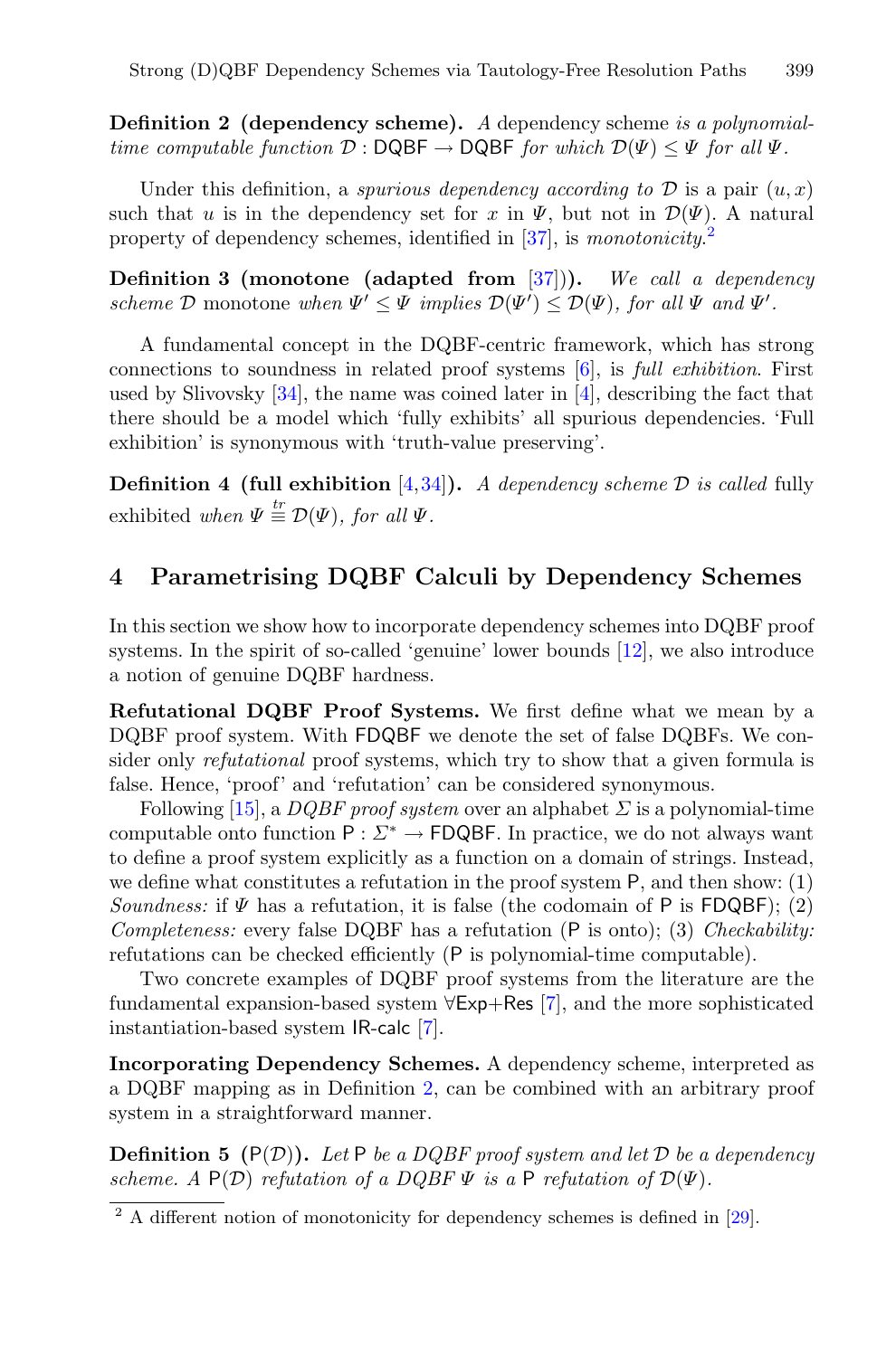**Definition 2 (dependency scheme).** *A* dependency scheme *is a polynomial-time computable function* $\mathcal{D} : \mathsf{DQBF} \to \mathsf{DQBF}$ *for which* $\mathcal{D}(\Psi) \leq \Psi$ *for all* $\Psi$.

Under this definition, a *spurious dependency according to* $\mathcal{D}$ is a pair $(u, x)$ such that $u$ is in the dependency set for $x$ in $\Psi$, but not in $\mathcal{D}(\Psi)$. A natural property of dependency schemes, identified in [37], is *monotonicity*.[2]

**Definition 3 (monotone (adapted from [37])).** *We call a dependency scheme* $\mathcal{D}$ monotone *when* $\Psi' \leq \Psi$ *implies* $\mathcal{D}(\Psi') \leq \mathcal{D}(\Psi)$, *for all* $\Psi$ *and* $\Psi'$.

A fundamental concept in the DQBF-centric framework, which has strong connections to soundness in related proof systems [6], is *full exhibition*. First used by Slivovsky [34], the name was coined later in [4], describing the fact that there should be a model which 'fully exhibits' all spurious dependencies. 'Full exhibition' is synonymous with 'truth-value preserving'.

**Definition 4 (full exhibition [4,34]).** *A dependency scheme* $\mathcal{D}$ *is called* fully exhibited *when* $\Psi \overset{tr}{\equiv} \mathcal{D}(\Psi)$, *for all* $\Psi$.

## 4 Parametrising DQBF Calculi by Dependency Schemes

In this section we show how to incorporate dependency schemes into DQBF proof systems. In the spirit of so-called 'genuine' lower bounds [12], we also introduce a notion of genuine DQBF hardness.

**Refutational DQBF Proof Systems.** We first define what we mean by a DQBF proof system. With $\mathsf{FDQBF}$ we denote the set of false DQBFs. We consider only *refutational* proof systems, which try to show that a given formula is false. Hence, 'proof' and 'refutation' can be considered synonymous.

Following [15], a *DQBF proof system* over an alphabet $\Sigma$ is a polynomial-time computable onto function $\mathsf{P} : \Sigma^* \to \mathsf{FDQBF}$. In practice, we do not always want to define a proof system explicitly as a function on a domain of strings. Instead, we define what constitutes a refutation in the proof system $\mathsf{P}$, and then show: (1) *Soundness:* if $\Psi$ has a refutation, it is false (the codomain of $\mathsf{P}$ is $\mathsf{FDQBF}$); (2) *Completeness:* every false DQBF has a refutation ($\mathsf{P}$ is onto); (3) *Checkability:* refutations can be checked efficiently ($\mathsf{P}$ is polynomial-time computable).

Two concrete examples of DQBF proof systems from the literature are the fundamental expansion-based system $\forall\mathsf{Exp}$+$\mathsf{Res}$ [7], and the more sophisticated instantiation-based system $\mathsf{IR}$-$\mathsf{calc}$ [7].

**Incorporating Dependency Schemes.** A dependency scheme, interpreted as a DQBF mapping as in Definition 2, can be combined with an arbitrary proof system in a straightforward manner.

**Definition 5 ($\mathsf{P}(\mathcal{D})$).** *Let* $\mathsf{P}$ *be a DQBF proof system and let* $\mathcal{D}$ *be a dependency scheme. A* $\mathsf{P}(\mathcal{D})$ *refutation of a DQBF* $\Psi$ *is a* $\mathsf{P}$ *refutation of* $\mathcal{D}(\Psi)$.

---

[2] A different notion of monotonicity for dependency schemes is defined in [29].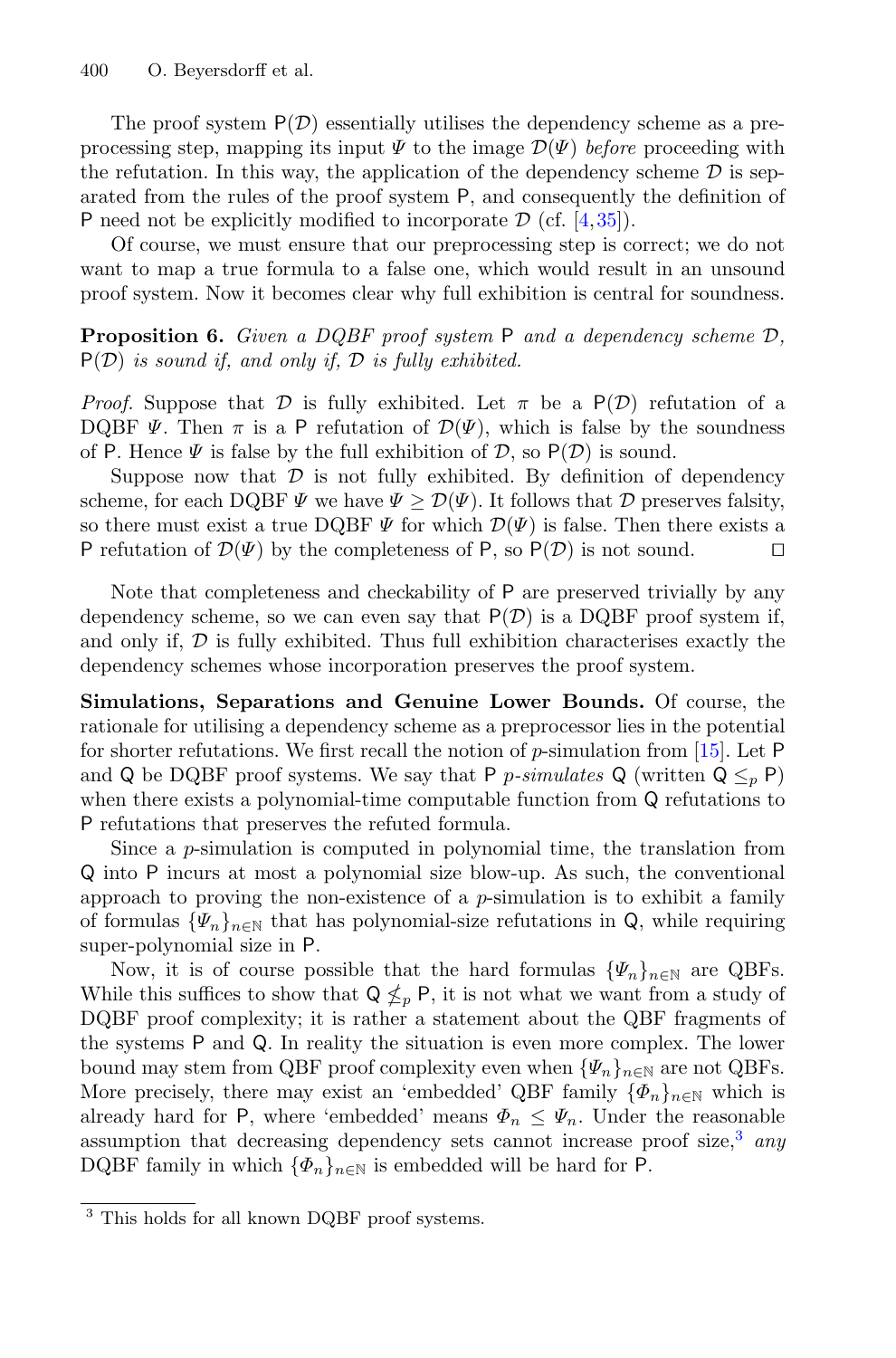The proof system $\mathsf{P}(\mathcal{D})$ essentially utilises the dependency scheme as a preprocessing step, mapping its input $\Psi$ to the image $\mathcal{D}(\Psi)$ *before* proceeding with the refutation. In this way, the application of the dependency scheme $\mathcal{D}$ is separated from the rules of the proof system $\mathsf{P}$, and consequently the definition of $\mathsf{P}$ need not be explicitly modified to incorporate $\mathcal{D}$ (cf. [4,35]).

Of course, we must ensure that our preprocessing step is correct; we do not want to map a true formula to a false one, which would result in an unsound proof system. Now it becomes clear why full exhibition is central for soundness.

**Proposition 6.** *Given a DQBF proof system* $\mathsf{P}$ *and a dependency scheme* $\mathcal{D}$*,* $\mathsf{P}(\mathcal{D})$ *is sound if, and only if,* $\mathcal{D}$ *is fully exhibited.*

*Proof.* Suppose that $\mathcal{D}$ is fully exhibited. Let $\pi$ be a $\mathsf{P}(\mathcal{D})$ refutation of a DQBF $\Psi$. Then $\pi$ is a $\mathsf{P}$ refutation of $\mathcal{D}(\Psi)$, which is false by the soundness of $\mathsf{P}$. Hence $\Psi$ is false by the full exhibition of $\mathcal{D}$, so $\mathsf{P}(\mathcal{D})$ is sound.

Suppose now that $\mathcal{D}$ is not fully exhibited. By definition of dependency scheme, for each DQBF $\Psi$ we have $\Psi \geq \mathcal{D}(\Psi)$. It follows that $\mathcal{D}$ preserves falsity, so there must exist a true DQBF $\Psi$ for which $\mathcal{D}(\Psi)$ is false. Then there exists a $\mathsf{P}$ refutation of $\mathcal{D}(\Psi)$ by the completeness of $\mathsf{P}$, so $\mathsf{P}(\mathcal{D})$ is not sound. $\square$

Note that completeness and checkability of $\mathsf{P}$ are preserved trivially by any dependency scheme, so we can even say that $\mathsf{P}(\mathcal{D})$ is a DQBF proof system if, and only if, $\mathcal{D}$ is fully exhibited. Thus full exhibition characterises exactly the dependency schemes whose incorporation preserves the proof system.

**Simulations, Separations and Genuine Lower Bounds.** Of course, the rationale for utilising a dependency scheme as a preprocessor lies in the potential for shorter refutations. We first recall the notion of $p$-simulation from [15]. Let $\mathsf{P}$ and $\mathsf{Q}$ be DQBF proof systems. We say that $\mathsf{P}$ *$p$-simulates* $\mathsf{Q}$ (written $\mathsf{Q} \leq_p \mathsf{P}$) when there exists a polynomial-time computable function from $\mathsf{Q}$ refutations to $\mathsf{P}$ refutations that preserves the refuted formula.

Since a $p$-simulation is computed in polynomial time, the translation from $\mathsf{Q}$ into $\mathsf{P}$ incurs at most a polynomial size blow-up. As such, the conventional approach to proving the non-existence of a $p$-simulation is to exhibit a family of formulas $\{\Psi_n\}_{n\in\mathbb{N}}$ that has polynomial-size refutations in $\mathsf{Q}$, while requiring super-polynomial size in $\mathsf{P}$.

Now, it is of course possible that the hard formulas $\{\Psi_n\}_{n\in\mathbb{N}}$ are QBFs. While this suffices to show that $\mathsf{Q} \not\leq_p \mathsf{P}$, it is not what we want from a study of DQBF proof complexity; it is rather a statement about the QBF fragments of the systems $\mathsf{P}$ and $\mathsf{Q}$. In reality the situation is even more complex. The lower bound may stem from QBF proof complexity even when $\{\Psi_n\}_{n\in\mathbb{N}}$ are not QBFs. More precisely, there may exist an 'embedded' QBF family $\{\Phi_n\}_{n\in\mathbb{N}}$ which is already hard for $\mathsf{P}$, where 'embedded' means $\Phi_n \leq \Psi_n$. Under the reasonable assumption that decreasing dependency sets cannot increase proof size,[3] *any* DQBF family in which $\{\Phi_n\}_{n\in\mathbb{N}}$ is embedded will be hard for $\mathsf{P}$.

[3] This holds for all known DQBF proof systems.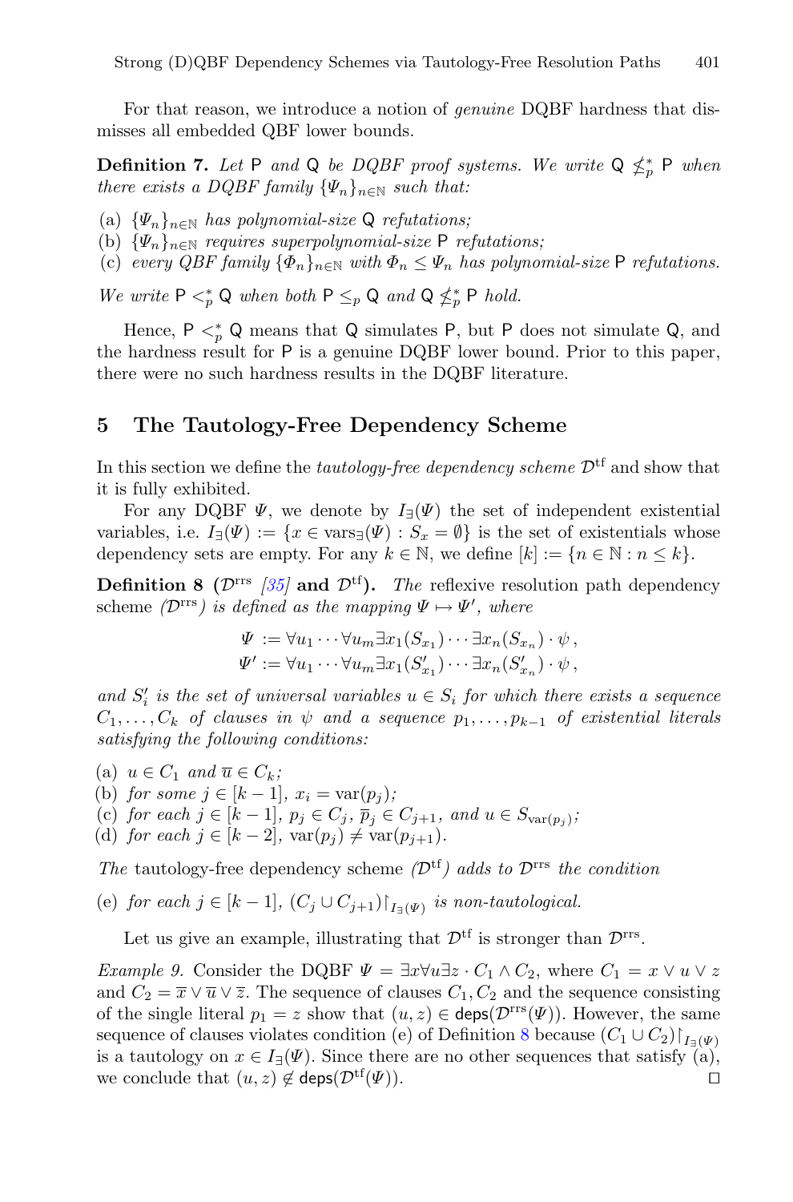For that reason, we introduce a notion of *genuine* DQBF hardness that dismisses all embedded QBF lower bounds.

**Definition 7.** *Let* $\mathsf{P}$ *and* $\mathsf{Q}$ *be DQBF proof systems. We write* $\mathsf{Q} \not\leq_p^* \mathsf{P}$ *when there exists a DQBF family* $\{\Psi_n\}_{n\in\mathbb{N}}$ *such that:*

(a) $\{\Psi_n\}_{n\in\mathbb{N}}$ *has polynomial-size* $\mathsf{Q}$ *refutations;*
(b) $\{\Psi_n\}_{n\in\mathbb{N}}$ *requires superpolynomial-size* $\mathsf{P}$ *refutations;*
(c) *every QBF family* $\{\Phi_n\}_{n\in\mathbb{N}}$ *with* $\Phi_n \leq \Psi_n$ *has polynomial-size* $\mathsf{P}$ *refutations.*

*We write* $\mathsf{P} <_p^* \mathsf{Q}$ *when both* $\mathsf{P} \leq_p \mathsf{Q}$ *and* $\mathsf{Q} \not\leq_p^* \mathsf{P}$ *hold.*

Hence, $\mathsf{P} <_p^* \mathsf{Q}$ means that $\mathsf{Q}$ simulates $\mathsf{P}$, but $\mathsf{P}$ does not simulate $\mathsf{Q}$, and the hardness result for $\mathsf{P}$ is a genuine DQBF lower bound. Prior to this paper, there were no such hardness results in the DQBF literature.

## 5 The Tautology-Free Dependency Scheme

In this section we define the *tautology-free dependency scheme* $\mathcal{D}^{\text{tf}}$ and show that it is fully exhibited.

For any DQBF $\Psi$, we denote by $I_\exists(\Psi)$ the set of independent existential variables, i.e. $I_\exists(\Psi) := \{x \in \text{vars}_\exists(\Psi) : S_x = \emptyset\}$ is the set of existentials whose dependency sets are empty. For any $k \in \mathbb{N}$, we define $[k] := \{n \in \mathbb{N} : n \leq k\}$.

**Definition 8 ($\mathcal{D}^{\text{rrs}}$ [35] and $\mathcal{D}^{\text{tf}}$).** *The* reflexive resolution path dependency scheme *($\mathcal{D}^{\text{rrs}}$) is defined as the mapping* $\Psi \mapsto \Psi'$*, where*

$$\Psi := \forall u_1 \cdots \forall u_m \exists x_1(S_{x_1}) \cdots \exists x_n(S_{x_n}) \cdot \psi\,,$$
$$\Psi' := \forall u_1 \cdots \forall u_m \exists x_1(S'_{x_1}) \cdots \exists x_n(S'_{x_n}) \cdot \psi\,,$$

*and* $S'_i$ *is the set of universal variables* $u \in S_i$ *for which there exists a sequence* $C_1, \ldots, C_k$ *of clauses in* $\psi$ *and a sequence* $p_1, \ldots, p_{k-1}$ *of existential literals satisfying the following conditions:*

(a) $u \in C_1$ *and* $\overline{u} \in C_k$*;*
(b) *for some* $j \in [k-1]$, $x_i = \text{var}(p_j)$*;*
(c) *for each* $j \in [k-1]$, $p_j \in C_j$, $\overline{p}_j \in C_{j+1}$*, and* $u \in S_{\text{var}(p_j)}$*;*
(d) *for each* $j \in [k-2]$, $\text{var}(p_j) \neq \text{var}(p_{j+1})$.

*The* tautology-free dependency scheme *($\mathcal{D}^{\text{tf}}$) adds to* $\mathcal{D}^{\text{rrs}}$ *the condition*

(e) *for each* $j \in [k-1]$, $(C_j \cup C_{j+1})\restriction_{I_\exists(\Psi)}$ *is non-tautological.*

Let us give an example, illustrating that $\mathcal{D}^{\text{tf}}$ is stronger than $\mathcal{D}^{\text{rrs}}$.

*Example 9.* Consider the DQBF $\Psi = \exists x \forall u \exists z \cdot C_1 \wedge C_2$, where $C_1 = x \vee u \vee z$ and $C_2 = \overline{x} \vee \overline{u} \vee \overline{z}$. The sequence of clauses $C_1, C_2$ and the sequence consisting of the single literal $p_1 = z$ show that $(u, z) \in \mathsf{deps}(\mathcal{D}^{\text{rrs}}(\Psi))$. However, the same sequence of clauses violates condition (e) of Definition 8 because $(C_1 \cup C_2)\restriction_{I_\exists(\Psi)}$ is a tautology on $x \in I_\exists(\Psi)$. Since there are no other sequences that satisfy (a), we conclude that $(u, z) \notin \mathsf{deps}(\mathcal{D}^{\text{tf}}(\Psi))$. $\square$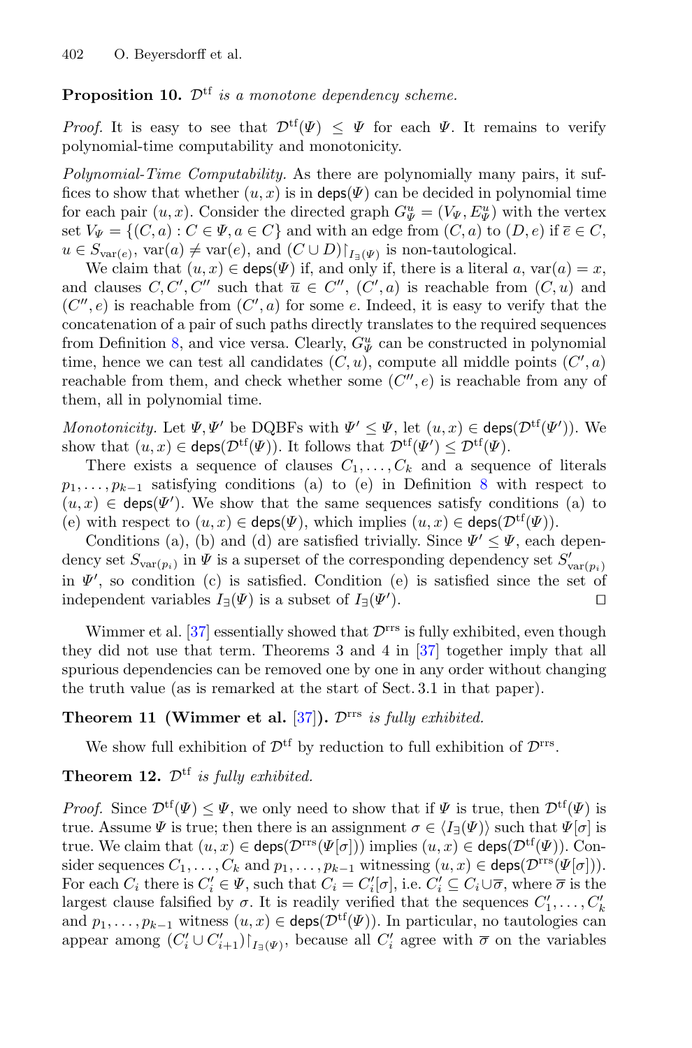**Proposition 10.** *$\mathcal{D}^{\text{tf}}$ is a monotone dependency scheme.*

*Proof.* It is easy to see that $\mathcal{D}^{\text{tf}}(\Psi) \leq \Psi$ for each $\Psi$. It remains to verify polynomial-time computability and monotonicity.

*Polynomial-Time Computability.* As there are polynomially many pairs, it suffices to show that whether $(u, x)$ is in $\mathsf{deps}(\Psi)$ can be decided in polynomial time for each pair $(u, x)$. Consider the directed graph $G^u_\Psi = (V_\Psi, E^u_\Psi)$ with the vertex set $V_\Psi = \{(C, a) : C \in \Psi, a \in C\}$ and with an edge from $(C, a)$ to $(D, e)$ if $\overline{e} \in C$, $u \in S_{\text{var}(e)}$, $\text{var}(a) \neq \text{var}(e)$, and $(C \cup D)\restriction_{I_\exists(\Psi)}$ is non-tautological.

We claim that $(u, x) \in \mathsf{deps}(\Psi)$ if, and only if, there is a literal $a$, $\text{var}(a) = x$, and clauses $C, C', C''$ such that $\overline{u} \in C''$, $(C', a)$ is reachable from $(C, u)$ and $(C'', e)$ is reachable from $(C', a)$ for some $e$. Indeed, it is easy to verify that the concatenation of a pair of such paths directly translates to the required sequences from Definition 8, and vice versa. Clearly, $G^u_\Psi$ can be constructed in polynomial time, hence we can test all candidates $(C, u)$, compute all middle points $(C', a)$ reachable from them, and check whether some $(C'', e)$ is reachable from any of them, all in polynomial time.

*Monotonicity.* Let $\Psi, \Psi'$ be DQBFs with $\Psi' \leq \Psi$, let $(u, x) \in \mathsf{deps}(\mathcal{D}^{\text{tf}}(\Psi'))$. We show that $(u, x) \in \mathsf{deps}(\mathcal{D}^{\text{tf}}(\Psi))$. It follows that $\mathcal{D}^{\text{tf}}(\Psi') \leq \mathcal{D}^{\text{tf}}(\Psi)$.

There exists a sequence of clauses $C_1, \ldots, C_k$ and a sequence of literals $p_1, \ldots, p_{k-1}$ satisfying conditions (a) to (e) in Definition 8 with respect to $(u, x) \in \mathsf{deps}(\Psi')$. We show that the same sequences satisfy conditions (a) to (e) with respect to $(u, x) \in \mathsf{deps}(\Psi)$, which implies $(u, x) \in \mathsf{deps}(\mathcal{D}^{\text{tf}}(\Psi))$.

Conditions (a), (b) and (d) are satisfied trivially. Since $\Psi' \leq \Psi$, each dependency set $S_{\text{var}(p_i)}$ in $\Psi$ is a superset of the corresponding dependency set $S'_{\text{var}(p_i)}$ in $\Psi'$, so condition (c) is satisfied. Condition (e) is satisfied since the set of independent variables $I_\exists(\Psi)$ is a subset of $I_\exists(\Psi')$. $\square$

Wimmer et al. [37] essentially showed that $\mathcal{D}^{\text{rrs}}$ is fully exhibited, even though they did not use that term. Theorems 3 and 4 in [37] together imply that all spurious dependencies can be removed one by one in any order without changing the truth value (as is remarked at the start of Sect. 3.1 in that paper).

**Theorem 11 (Wimmer et al. [37]).** *$\mathcal{D}^{\text{rrs}}$ is fully exhibited.*

We show full exhibition of $\mathcal{D}^{\text{tf}}$ by reduction to full exhibition of $\mathcal{D}^{\text{rrs}}$.

**Theorem 12.** *$\mathcal{D}^{\text{tf}}$ is fully exhibited.*

*Proof.* Since $\mathcal{D}^{\text{tf}}(\Psi) \leq \Psi$, we only need to show that if $\Psi$ is true, then $\mathcal{D}^{\text{tf}}(\Psi)$ is true. Assume $\Psi$ is true; then there is an assignment $\sigma \in \langle I_\exists(\Psi) \rangle$ such that $\Psi[\sigma]$ is true. We claim that $(u, x) \in \mathsf{deps}(\mathcal{D}^{\text{rrs}}(\Psi[\sigma]))$ implies $(u, x) \in \mathsf{deps}(\mathcal{D}^{\text{tf}}(\Psi))$. Consider sequences $C_1, \ldots, C_k$ and $p_1, \ldots, p_{k-1}$ witnessing $(u, x) \in \mathsf{deps}(\mathcal{D}^{\text{rrs}}(\Psi[\sigma]))$. For each $C_i$ there is $C'_i \in \Psi$, such that $C_i = C'_i[\sigma]$, i.e. $C'_i \subseteq C_i \cup \overline{\sigma}$, where $\overline{\sigma}$ is the largest clause falsified by $\sigma$. It is readily verified that the sequences $C'_1, \ldots, C'_k$ and $p_1, \ldots, p_{k-1}$ witness $(u, x) \in \mathsf{deps}(\mathcal{D}^{\text{tf}}(\Psi))$. In particular, no tautologies can appear among $(C'_i \cup C'_{i+1})\restriction_{I_\exists(\Psi)}$, because all $C'_i$ agree with $\overline{\sigma}$ on the variables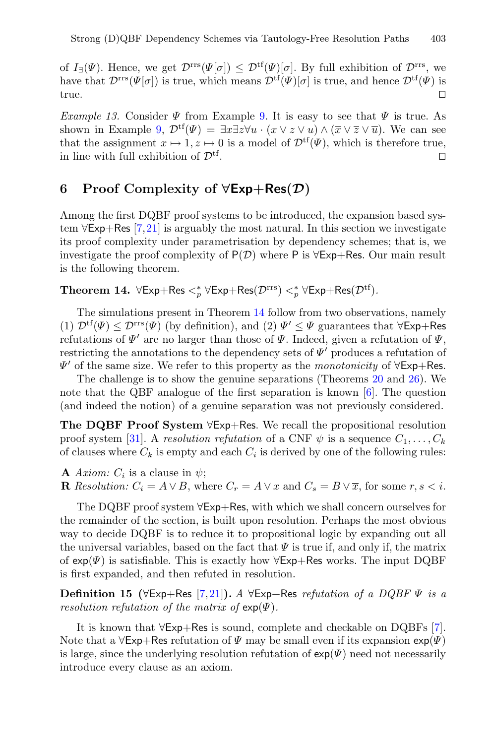of $I_\exists(\Psi)$. Hence, we get $\mathcal{D}^{\text{rrs}}(\Psi[\sigma]) \leq \mathcal{D}^{\text{tf}}(\Psi)[\sigma]$. By full exhibition of $\mathcal{D}^{\text{rrs}}$, we have that $\mathcal{D}^{\text{rrs}}(\Psi[\sigma])$ is true, which means $\mathcal{D}^{\text{tf}}(\Psi)[\sigma]$ is true, and hence $\mathcal{D}^{\text{tf}}(\Psi)$ is true. ◻

*Example 13.* Consider $\Psi$ from Example 9. It is easy to see that $\Psi$ is true. As shown in Example 9, $\mathcal{D}^{\text{tf}}(\Psi) = \exists x \exists z \forall u \cdot (x \vee z \vee u) \wedge (\overline{x} \vee \overline{z} \vee \overline{u})$. We can see that the assignment $x \mapsto 1, z \mapsto 0$ is a model of $\mathcal{D}^{\text{tf}}(\Psi)$, which is therefore true, in line with full exhibition of $\mathcal{D}^{\text{tf}}$. ◻

## 6 Proof Complexity of ∀Exp+Res($\mathcal{D}$)

Among the first DQBF proof systems to be introduced, the expansion based system ∀Exp+Res [7,21] is arguably the most natural. In this section we investigate its proof complexity under parametrisation by dependency schemes; that is, we investigate the proof complexity of P($\mathcal{D}$) where P is ∀Exp+Res. Our main result is the following theorem.

**Theorem 14.** *∀Exp+Res $<_p^*$ ∀Exp+Res($\mathcal{D}^{\text{rrs}}$) $<_p^*$ ∀Exp+Res($\mathcal{D}^{\text{tf}}$).*

The simulations present in Theorem 14 follow from two observations, namely (1) $\mathcal{D}^{\text{tf}}(\Psi) \leq \mathcal{D}^{\text{rrs}}(\Psi)$ (by definition), and (2) $\Psi' \leq \Psi$ guarantees that ∀Exp+Res refutations of $\Psi'$ are no larger than those of $\Psi$. Indeed, given a refutation of $\Psi$, restricting the annotations to the dependency sets of $\Psi'$ produces a refutation of $\Psi'$ of the same size. We refer to this property as the *monotonicity* of ∀Exp+Res.

The challenge is to show the genuine separations (Theorems 20 and 26). We note that the QBF analogue of the first separation is known [6]. The question (and indeed the notion) of a genuine separation was not previously considered.

**The DQBF Proof System ∀Exp+Res.** We recall the propositional resolution proof system [31]. A *resolution refutation* of a CNF $\psi$ is a sequence $C_1, \ldots, C_k$ of clauses where $C_k$ is empty and each $C_i$ is derived by one of the following rules:

**A** *Axiom:* $C_i$ is a clause in $\psi$;
**R** *Resolution:* $C_i = A \vee B$, where $C_r = A \vee x$ and $C_s = B \vee \overline{x}$, for some $r, s < i$.

The DQBF proof system ∀Exp+Res, with which we shall concern ourselves for the remainder of the section, is built upon resolution. Perhaps the most obvious way to decide DQBF is to reduce it to propositional logic by expanding out all the universal variables, based on the fact that $\Psi$ is true if, and only if, the matrix of exp($\Psi$) is satisfiable. This is exactly how ∀Exp+Res works. The input DQBF is first expanded, and then refuted in resolution.

**Definition 15** (∀Exp+Res [7,21])**.** *A ∀Exp+Res refutation of a DQBF $\Psi$ is a resolution refutation of the matrix of* exp($\Psi$)*.*

It is known that ∀Exp+Res is sound, complete and checkable on DQBFs [7]. Note that a ∀Exp+Res refutation of $\Psi$ may be small even if its expansion exp($\Psi$) is large, since the underlying resolution refutation of exp($\Psi$) need not necessarily introduce every clause as an axiom.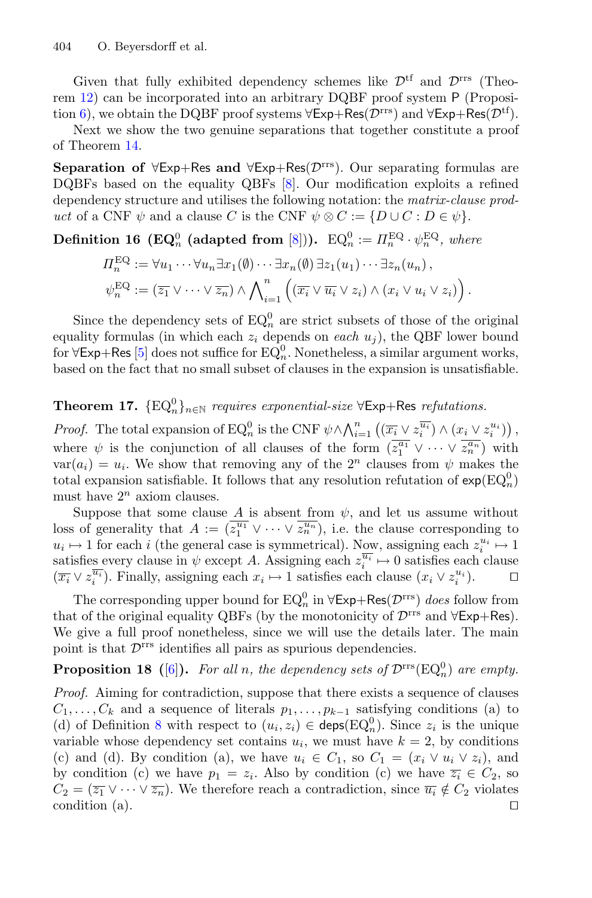Given that fully exhibited dependency schemes like $\mathcal{D}^{\text{tf}}$ and $\mathcal{D}^{\text{rrs}}$ (Theorem 12) can be incorporated into an arbitrary DQBF proof system $\mathsf{P}$ (Proposition 6), we obtain the DQBF proof systems $\forall\mathsf{Exp}{+}\mathsf{Res}(\mathcal{D}^{\text{rrs}})$ and $\forall\mathsf{Exp}{+}\mathsf{Res}(\mathcal{D}^{\text{tf}})$.

Next we show the two genuine separations that together constitute a proof of Theorem 14.

**Separation of $\forall\mathsf{Exp}{+}\mathsf{Res}$ and $\forall\mathsf{Exp}{+}\mathsf{Res}(\mathcal{D}^{\text{rrs}})$.** Our separating formulas are DQBFs based on the equality QBFs [8]. Our modification exploits a refined dependency structure and utilises the following notation: the *matrix-clause product* of a CNF $\psi$ and a clause $C$ is the CNF $\psi \otimes C := \{D \cup C : D \in \psi\}$.

**Definition 16 ($\text{EQ}_n^0$ (adapted from [8])).** $\text{EQ}_n^0 := \Pi_n^{\text{EQ}} \cdot \psi_n^{\text{EQ}}$, *where*

$$\Pi_n^{\text{EQ}} := \forall u_1 \cdots \forall u_n \exists x_1(\emptyset) \cdots \exists x_n(\emptyset)\, \exists z_1(u_1) \cdots \exists z_n(u_n)\,,$$

$$\psi_n^{\text{EQ}} := (\overline{z_1} \vee \cdots \vee \overline{z_n}) \wedge \bigwedge_{i=1}^{n} \Big( (\overline{x_i} \vee \overline{u_i} \vee z_i) \wedge (x_i \vee u_i \vee z_i) \Big)\,.$$

Since the dependency sets of $\text{EQ}_n^0$ are strict subsets of those of the original equality formulas (in which each $z_i$ depends on *each* $u_j$), the QBF lower bound for $\forall\mathsf{Exp}{+}\mathsf{Res}$ [5] does not suffice for $\text{EQ}_n^0$. Nonetheless, a similar argument works, based on the fact that no small subset of clauses in the expansion is unsatisfiable.

**Theorem 17.** $\{\text{EQ}_n^0\}_{n\in\mathbb{N}}$ *requires exponential-size* $\forall\mathsf{Exp}{+}\mathsf{Res}$ *refutations.*

*Proof.* The total expansion of $\text{EQ}_n^0$ is the CNF $\psi \wedge \bigwedge_{i=1}^n \big( (\overline{x_i} \vee z_i^{\overline{u_i}}) \wedge (x_i \vee z_i^{u_i}) \big)$, where $\psi$ is the conjunction of all clauses of the form $(\overline{z_1^{a_1}} \vee \cdots \vee \overline{z_n^{a_n}})$ with $\text{var}(a_i) = u_i$. We show that removing any of the $2^n$ clauses from $\psi$ makes the total expansion satisfiable. It follows that any resolution refutation of $\mathsf{exp}(\text{EQ}_n^0)$ must have $2^n$ axiom clauses.

Suppose that some clause $A$ is absent from $\psi$, and let us assume without loss of generality that $A := (\overline{z_1^{u_1}} \vee \cdots \vee \overline{z_n^{u_n}})$, i.e. the clause corresponding to $u_i \mapsto 1$ for each $i$ (the general case is symmetrical). Now, assigning each $z_i^{u_i} \mapsto 1$ satisfies every clause in $\psi$ except $A$. Assigning each $z_i^{\overline{u_i}} \mapsto 0$ satisfies each clause $(\overline{x_i} \vee z_i^{\overline{u_i}})$. Finally, assigning each $x_i \mapsto 1$ satisfies each clause $(x_i \vee z_i^{u_i})$. $\square$

The corresponding upper bound for $\text{EQ}_n^0$ in $\forall\mathsf{Exp}{+}\mathsf{Res}(\mathcal{D}^{\text{rrs}})$ *does* follow from that of the original equality QBFs (by the monotonicity of $\mathcal{D}^{\text{rrs}}$ and $\forall\mathsf{Exp}{+}\mathsf{Res}$). We give a full proof nonetheless, since we will use the details later. The main point is that $\mathcal{D}^{\text{rrs}}$ identifies all pairs as spurious dependencies.

**Proposition 18 ([6]).** *For all $n$, the dependency sets of $\mathcal{D}^{\text{rrs}}(\text{EQ}_n^0)$ are empty.*

*Proof.* Aiming for contradiction, suppose that there exists a sequence of clauses $C_1, \ldots, C_k$ and a sequence of literals $p_1, \ldots, p_{k-1}$ satisfying conditions (a) to (d) of Definition 8 with respect to $(u_i, z_i) \in \mathsf{deps}(\text{EQ}_n^0)$. Since $z_i$ is the unique variable whose dependency set contains $u_i$, we must have $k = 2$, by conditions (c) and (d). By condition (a), we have $u_i \in C_1$, so $C_1 = (x_i \vee u_i \vee z_i)$, and by condition (c) we have $p_1 = z_i$. Also by condition (c) we have $\overline{z_i} \in C_2$, so $C_2 = (\overline{z_1} \vee \cdots \vee \overline{z_n})$. We therefore reach a contradiction, since $\overline{u_i} \notin C_2$ violates condition (a). $\square$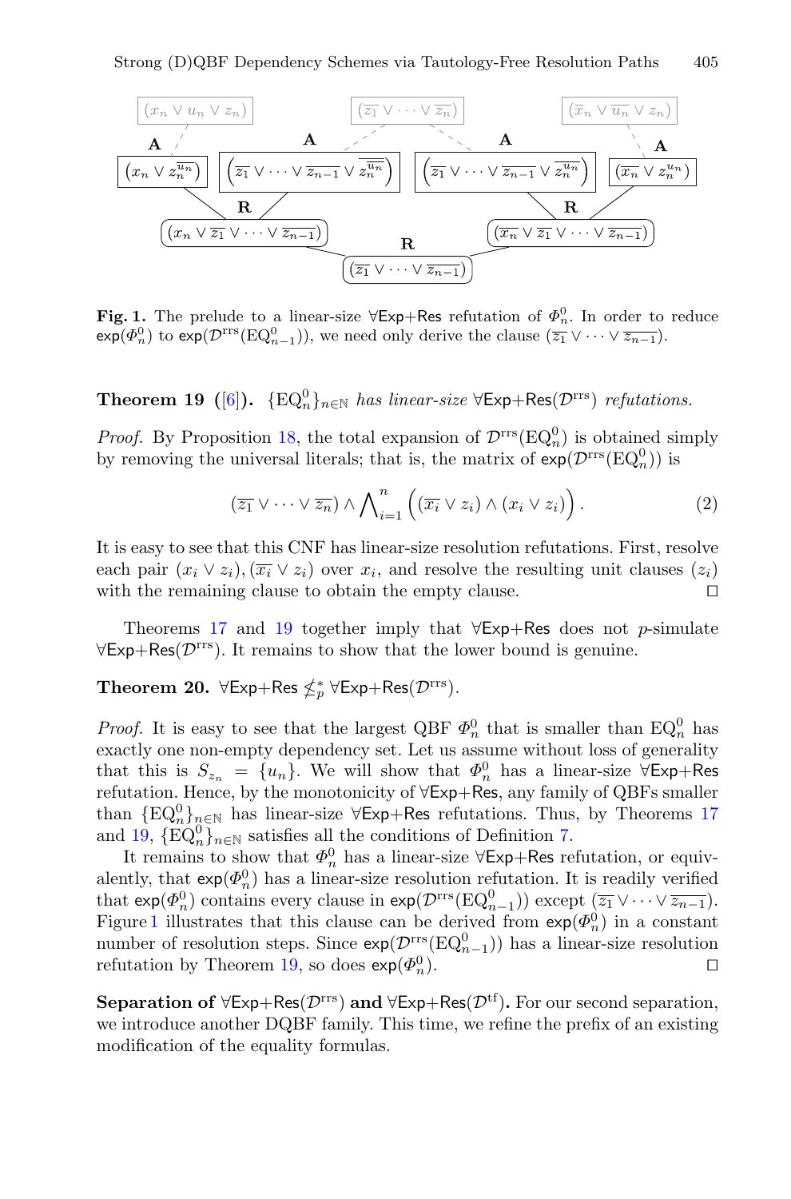**Fig. 1.** The prelude to a linear-size ∀Exp+Res refutation of $\Phi_n^0$. In order to reduce $\mathsf{exp}(\Phi_n^0)$ to $\mathsf{exp}(\mathcal{D}^{\mathrm{rrs}}(\mathrm{EQ}_{n-1}^0))$, we need only derive the clause $(\overline{z_1} \vee \cdots \vee \overline{z_{n-1}})$.

**Theorem 19 ([6]).** *$\{\mathrm{EQ}_n^0\}_{n\in\mathbb{N}}$ has linear-size ∀Exp+Res($\mathcal{D}^{\mathrm{rrs}}$) refutations.*

*Proof.* By Proposition 18, the total expansion of $\mathcal{D}^{\mathrm{rrs}}(\mathrm{EQ}_n^0)$ is obtained simply by removing the universal literals; that is, the matrix of $\mathsf{exp}(\mathcal{D}^{\mathrm{rrs}}(\mathrm{EQ}_n^0))$ is

$$(\overline{z_1} \vee \cdots \vee \overline{z_n}) \wedge \bigwedge_{i=1}^{n} \Big( (\overline{x_i} \vee z_i) \wedge (x_i \vee z_i) \Big). \tag{2}$$

It is easy to see that this CNF has linear-size resolution refutations. First, resolve each pair $(x_i \vee z_i), (\overline{x_i} \vee z_i)$ over $x_i$, and resolve the resulting unit clauses $(z_i)$ with the remaining clause to obtain the empty clause. □

Theorems 17 and 19 together imply that ∀Exp+Res does not $p$-simulate ∀Exp+Res($\mathcal{D}^{\mathrm{rrs}}$). It remains to show that the lower bound is genuine.

**Theorem 20.** ∀Exp+Res $\not\leq_p^*$ ∀Exp+Res($\mathcal{D}^{\mathrm{rrs}}$).

*Proof.* It is easy to see that the largest QBF $\Phi_n^0$ that is smaller than $\mathrm{EQ}_n^0$ has exactly one non-empty dependency set. Let us assume without loss of generality that this is $S_{z_n} = \{u_n\}$. We will show that $\Phi_n^0$ has a linear-size ∀Exp+Res refutation. Hence, by the monotonicity of ∀Exp+Res, any family of QBFs smaller than $\{\mathrm{EQ}_n^0\}_{n\in\mathbb{N}}$ has linear-size ∀Exp+Res refutations. Thus, by Theorems 17 and 19, $\{\mathrm{EQ}_n^0\}_{n\in\mathbb{N}}$ satisfies all the conditions of Definition 7.

It remains to show that $\Phi_n^0$ has a linear-size ∀Exp+Res refutation, or equivalently, that $\mathsf{exp}(\Phi_n^0)$ has a linear-size resolution refutation. It is readily verified that $\mathsf{exp}(\Phi_n^0)$ contains every clause in $\mathsf{exp}(\mathcal{D}^{\mathrm{rrs}}(\mathrm{EQ}_{n-1}^0))$ except $(\overline{z_1} \vee \cdots \vee \overline{z_{n-1}})$. Figure 1 illustrates that this clause can be derived from $\mathsf{exp}(\Phi_n^0)$ in a constant number of resolution steps. Since $\mathsf{exp}(\mathcal{D}^{\mathrm{rrs}}(\mathrm{EQ}_{n-1}^0))$ has a linear-size resolution refutation by Theorem 19, so does $\mathsf{exp}(\Phi_n^0)$. □

**Separation of ∀Exp+Res($\mathcal{D}^{\mathrm{rrs}}$) and ∀Exp+Res($\mathcal{D}^{\mathrm{tf}}$).** For our second separation, we introduce another DQBF family. This time, we refine the prefix of an existing modification of the equality formulas.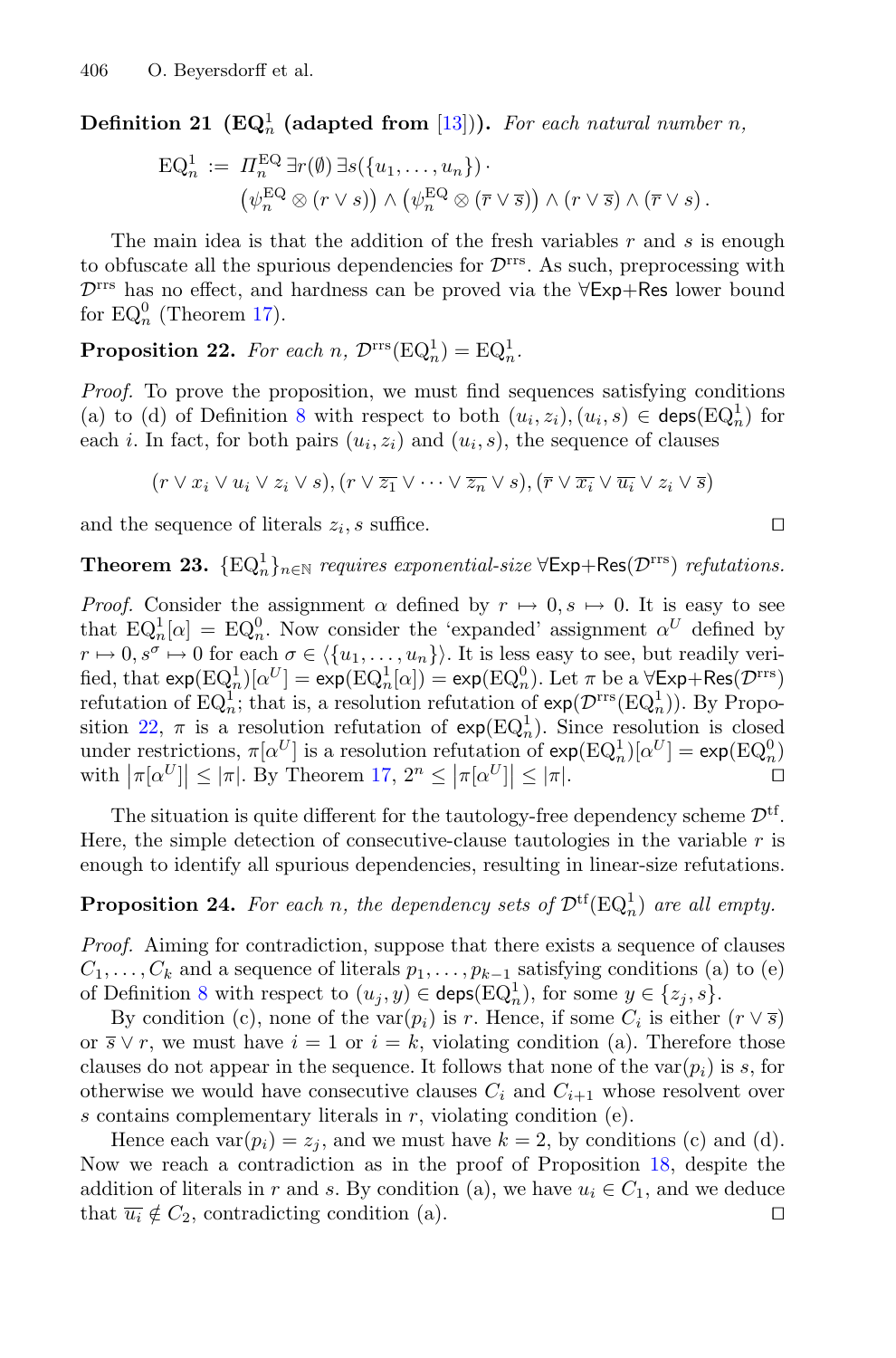**Definition 21 ($\text{EQ}^1_n$ (adapted from [13])).** *For each natural number $n$,*

$$\text{EQ}^1_n := \Pi^{\text{EQ}}_n \exists r(\emptyset) \exists s(\{u_1, \ldots, u_n\}) \cdot \\ \left(\psi^{\text{EQ}}_n \otimes (r \vee s)\right) \wedge \left(\psi^{\text{EQ}}_n \otimes (\overline{r} \vee \overline{s})\right) \wedge (r \vee \overline{s}) \wedge (\overline{r} \vee s)\,.$$

The main idea is that the addition of the fresh variables $r$ and $s$ is enough to obfuscate all the spurious dependencies for $\mathcal{D}^{\text{rrs}}$. As such, preprocessing with $\mathcal{D}^{\text{rrs}}$ has no effect, and hardness can be proved via the $\forall$Exp+Res lower bound for $\text{EQ}^0_n$ (Theorem 17).

**Proposition 22.** *For each $n$, $\mathcal{D}^{\text{rrs}}(\text{EQ}^1_n) = \text{EQ}^1_n$.*

*Proof.* To prove the proposition, we must find sequences satisfying conditions (a) to (d) of Definition 8 with respect to both $(u_i, z_i), (u_i, s) \in \mathsf{deps}(\text{EQ}^1_n)$ for each $i$. In fact, for both pairs $(u_i, z_i)$ and $(u_i, s)$, the sequence of clauses

$$(r \vee x_i \vee u_i \vee z_i \vee s), (r \vee \overline{z_1} \vee \cdots \vee \overline{z_n} \vee s), (\overline{r} \vee \overline{x_i} \vee \overline{u_i} \vee z_i \vee \overline{s})$$

and the sequence of literals $z_i, s$ suffice. $\square$

**Theorem 23.** *$\{\text{EQ}^1_n\}_{n \in \mathbb{N}}$ requires exponential-size $\forall$Exp+Res($\mathcal{D}^{\text{rrs}}$) refutations.*

*Proof.* Consider the assignment $\alpha$ defined by $r \mapsto 0, s \mapsto 0$. It is easy to see that $\text{EQ}^1_n[\alpha] = \text{EQ}^0_n$. Now consider the 'expanded' assignment $\alpha^U$ defined by $r \mapsto 0, s^\sigma \mapsto 0$ for each $\sigma \in \langle\{u_1, \ldots, u_n\}\rangle$. It is less easy to see, but readily verified, that $\mathsf{exp}(\text{EQ}^1_n)[\alpha^U] = \mathsf{exp}(\text{EQ}^1_n[\alpha]) = \mathsf{exp}(\text{EQ}^0_n)$. Let $\pi$ be a $\forall$Exp+Res($\mathcal{D}^{\text{rrs}}$) refutation of $\text{EQ}^1_n$; that is, a resolution refutation of $\mathsf{exp}(\mathcal{D}^{\text{rrs}}(\text{EQ}^1_n))$. By Proposition 22, $\pi$ is a resolution refutation of $\mathsf{exp}(\text{EQ}^1_n)$. Since resolution is closed under restrictions, $\pi[\alpha^U]$ is a resolution refutation of $\mathsf{exp}(\text{EQ}^1_n)[\alpha^U] = \mathsf{exp}(\text{EQ}^0_n)$ with $\left|\pi[\alpha^U]\right| \leq |\pi|$. By Theorem 17, $2^n \leq \left|\pi[\alpha^U]\right| \leq |\pi|$. $\square$

The situation is quite different for the tautology-free dependency scheme $\mathcal{D}^{\text{tf}}$. Here, the simple detection of consecutive-clause tautologies in the variable $r$ is enough to identify all spurious dependencies, resulting in linear-size refutations.

**Proposition 24.** *For each $n$, the dependency sets of $\mathcal{D}^{\text{tf}}(\text{EQ}^1_n)$ are all empty.*

*Proof.* Aiming for contradiction, suppose that there exists a sequence of clauses $C_1, \ldots, C_k$ and a sequence of literals $p_1, \ldots, p_{k-1}$ satisfying conditions (a) to (e) of Definition 8 with respect to $(u_j, y) \in \mathsf{deps}(\text{EQ}^1_n)$, for some $y \in \{z_j, s\}$.

By condition (c), none of the $\text{var}(p_i)$ is $r$. Hence, if some $C_i$ is either $(r \vee \overline{s})$ or $\overline{s} \vee r$, we must have $i = 1$ or $i = k$, violating condition (a). Therefore those clauses do not appear in the sequence. It follows that none of the $\text{var}(p_i)$ is $s$, for otherwise we would have consecutive clauses $C_i$ and $C_{i+1}$ whose resolvent over $s$ contains complementary literals in $r$, violating condition (e).

Hence each $\text{var}(p_i) = z_j$, and we must have $k = 2$, by conditions (c) and (d). Now we reach a contradiction as in the proof of Proposition 18, despite the addition of literals in $r$ and $s$. By condition (a), we have $u_i \in C_1$, and we deduce that $\overline{u_i} \notin C_2$, contradicting condition (a). $\square$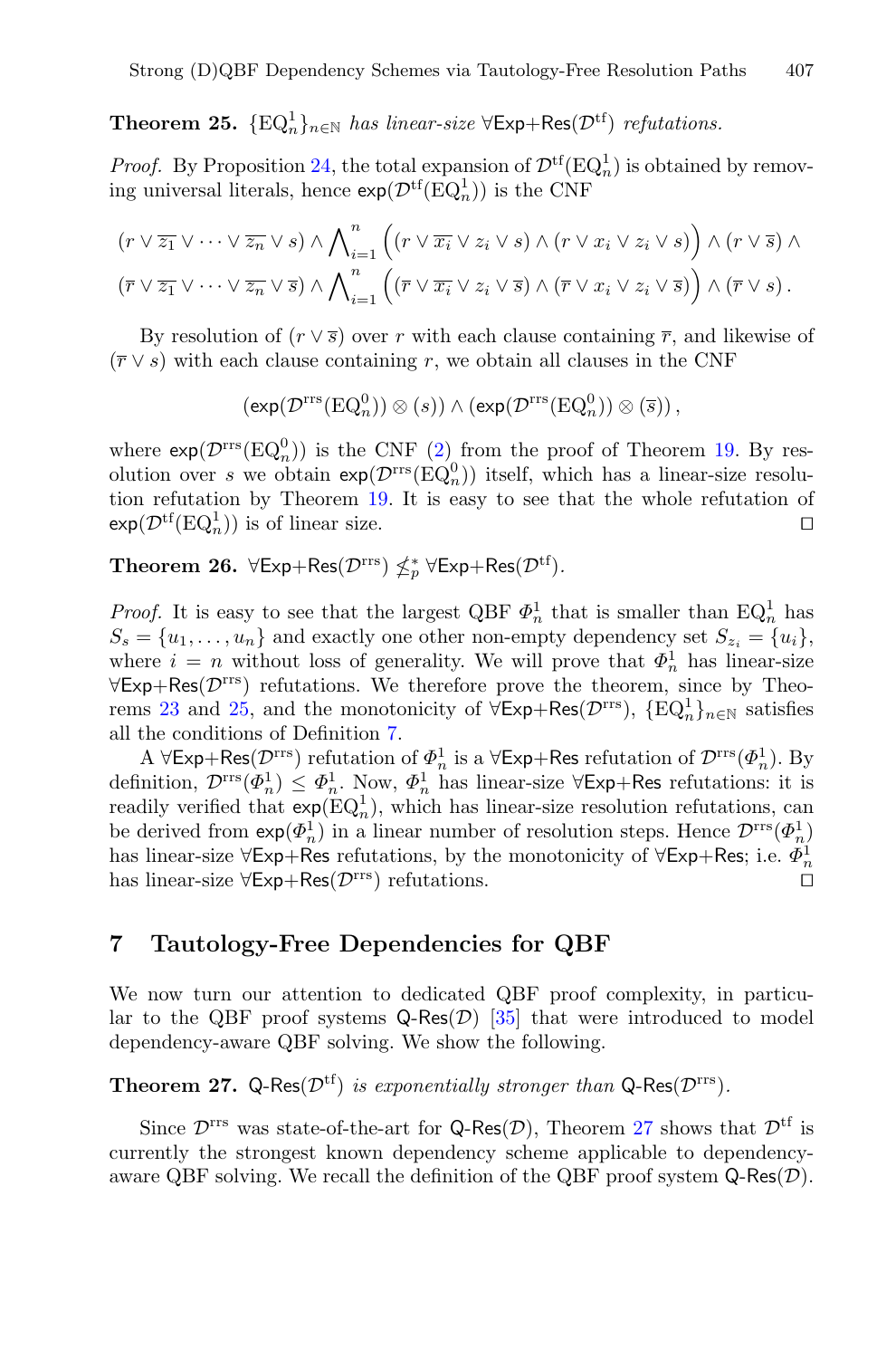**Theorem 25.** $\{\mathrm{EQ}_n^1\}_{n\in\mathbb{N}}$ *has linear-size* $\forall\mathsf{Exp}{+}\mathsf{Res}(\mathcal{D}^{\mathrm{tf}})$ *refutations.*

*Proof.* By Proposition 24, the total expansion of $\mathcal{D}^{\mathrm{tf}}(\mathrm{EQ}_n^1)$ is obtained by removing universal literals, hence $\mathsf{exp}(\mathcal{D}^{\mathrm{tf}}(\mathrm{EQ}_n^1))$ is the CNF

$$(r \vee \overline{z_1} \vee \cdots \vee \overline{z_n} \vee s) \wedge \bigwedge_{i=1}^{n} \Big( (r \vee \overline{x_i} \vee z_i \vee s) \wedge (r \vee x_i \vee z_i \vee s) \Big) \wedge (r \vee \overline{s}) \wedge$$
$$(\overline{r} \vee \overline{z_1} \vee \cdots \vee \overline{z_n} \vee \overline{s}) \wedge \bigwedge_{i=1}^{n} \Big( (\overline{r} \vee \overline{x_i} \vee z_i \vee \overline{s}) \wedge (\overline{r} \vee x_i \vee z_i \vee \overline{s}) \Big) \wedge (\overline{r} \vee s)\,.$$

By resolution of $(r \vee \overline{s})$ over $r$ with each clause containing $\overline{r}$, and likewise of $(\overline{r} \vee s)$ with each clause containing $r$, we obtain all clauses in the CNF

$$(\mathsf{exp}(\mathcal{D}^{\mathrm{rrs}}(\mathrm{EQ}_n^0)) \otimes (s)) \wedge (\mathsf{exp}(\mathcal{D}^{\mathrm{rrs}}(\mathrm{EQ}_n^0)) \otimes (\overline{s}))\,,$$

where $\mathsf{exp}(\mathcal{D}^{\mathrm{rrs}}(\mathrm{EQ}_n^0))$ is the CNF (2) from the proof of Theorem 19. By resolution over $s$ we obtain $\mathsf{exp}(\mathcal{D}^{\mathrm{rrs}}(\mathrm{EQ}_n^0))$ itself, which has a linear-size resolution refutation by Theorem 19. It is easy to see that the whole refutation of $\mathsf{exp}(\mathcal{D}^{\mathrm{tf}}(\mathrm{EQ}_n^1))$ is of linear size. ◻

**Theorem 26.** $\forall\mathsf{Exp}{+}\mathsf{Res}(\mathcal{D}^{\mathrm{rrs}}) \not\leq_p^* \forall\mathsf{Exp}{+}\mathsf{Res}(\mathcal{D}^{\mathrm{tf}})$.

*Proof.* It is easy to see that the largest QBF $\Phi_n^1$ that is smaller than $\mathrm{EQ}_n^1$ has $S_s = \{u_1, \ldots, u_n\}$ and exactly one other non-empty dependency set $S_{z_i} = \{u_i\}$, where $i = n$ without loss of generality. We will prove that $\Phi_n^1$ has linear-size $\forall\mathsf{Exp}{+}\mathsf{Res}(\mathcal{D}^{\mathrm{rrs}})$ refutations. We therefore prove the theorem, since by Theorems 23 and 25, and the monotonicity of $\forall\mathsf{Exp}{+}\mathsf{Res}(\mathcal{D}^{\mathrm{rrs}})$, $\{\mathrm{EQ}_n^1\}_{n\in\mathbb{N}}$ satisfies all the conditions of Definition 7.

A $\forall\mathsf{Exp}{+}\mathsf{Res}(\mathcal{D}^{\mathrm{rrs}})$ refutation of $\Phi_n^1$ is a $\forall\mathsf{Exp}{+}\mathsf{Res}$ refutation of $\mathcal{D}^{\mathrm{rrs}}(\Phi_n^1)$. By definition, $\mathcal{D}^{\mathrm{rrs}}(\Phi_n^1) \leq \Phi_n^1$. Now, $\Phi_n^1$ has linear-size $\forall\mathsf{Exp}{+}\mathsf{Res}$ refutations: it is readily verified that $\mathsf{exp}(\mathrm{EQ}_n^1)$, which has linear-size resolution refutations, can be derived from $\mathsf{exp}(\Phi_n^1)$ in a linear number of resolution steps. Hence $\mathcal{D}^{\mathrm{rrs}}(\Phi_n^1)$ has linear-size $\forall\mathsf{Exp}{+}\mathsf{Res}$ refutations, by the monotonicity of $\forall\mathsf{Exp}{+}\mathsf{Res}$; i.e. $\Phi_n^1$ has linear-size $\forall\mathsf{Exp}{+}\mathsf{Res}(\mathcal{D}^{\mathrm{rrs}})$ refutations. ◻

## 7 Tautology-Free Dependencies for QBF

We now turn our attention to dedicated QBF proof complexity, in particular to the QBF proof systems $\mathsf{Q}\text{-}\mathsf{Res}(\mathcal{D})$ [35] that were introduced to model dependency-aware QBF solving. We show the following.

**Theorem 27.** $\mathsf{Q}\text{-}\mathsf{Res}(\mathcal{D}^{\mathrm{tf}})$ *is exponentially stronger than* $\mathsf{Q}\text{-}\mathsf{Res}(\mathcal{D}^{\mathrm{rrs}})$.

Since $\mathcal{D}^{\mathrm{rrs}}$ was state-of-the-art for $\mathsf{Q}\text{-}\mathsf{Res}(\mathcal{D})$, Theorem 27 shows that $\mathcal{D}^{\mathrm{tf}}$ is currently the strongest known dependency scheme applicable to dependency-aware QBF solving. We recall the definition of the QBF proof system $\mathsf{Q}\text{-}\mathsf{Res}(\mathcal{D})$.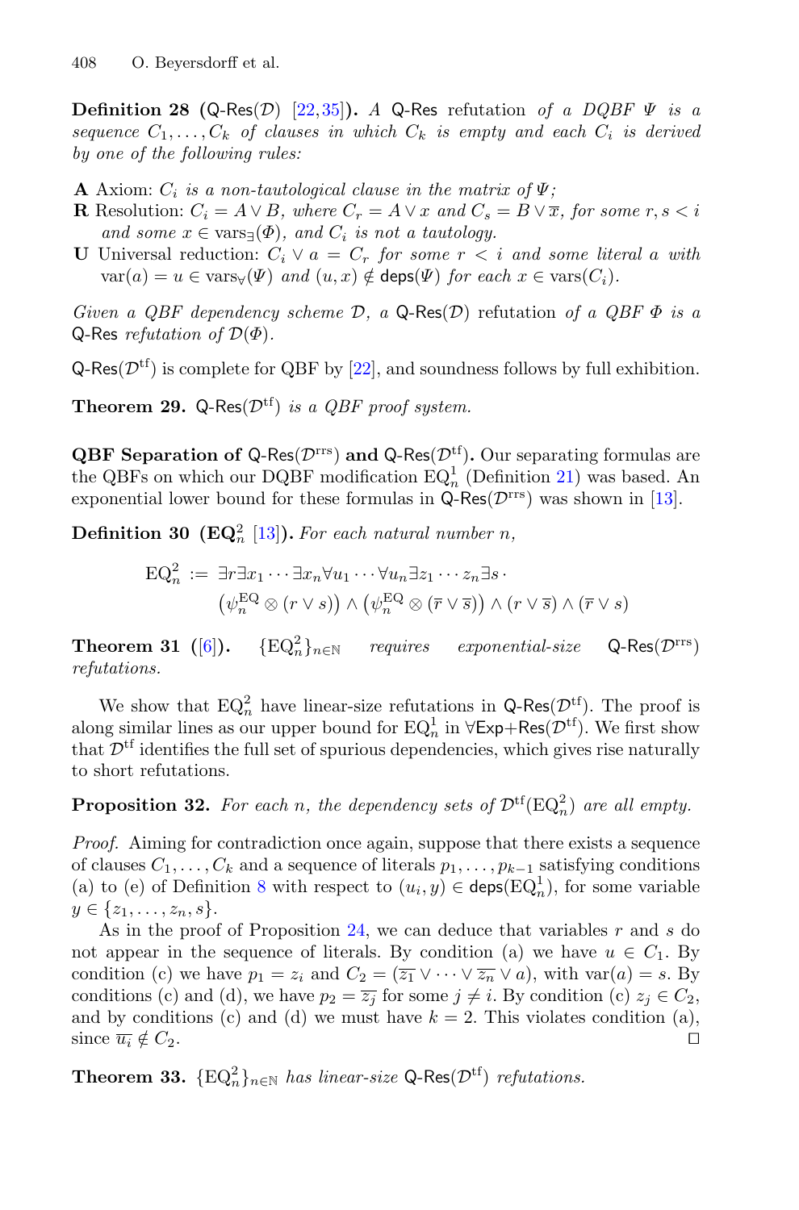**Definition 28 (Q-Res($\mathcal{D}$) [22,35]).** *A* Q-Res *refutation of a DQBF $\Psi$ is a sequence $C_1, \ldots, C_k$ of clauses in which $C_k$ is empty and each $C_i$ is derived by one of the following rules:*

**A** Axiom: *$C_i$ is a non-tautological clause in the matrix of $\Psi$;*
**R** Resolution: *$C_i = A \vee B$, where $C_r = A \vee x$ and $C_s = B \vee \overline{x}$, for some $r, s < i$ and some $x \in \text{vars}_\exists(\Phi)$, and $C_i$ is not a tautology.*
**U** Universal reduction: *$C_i \vee a = C_r$ for some $r < i$ and some literal $a$ with $\text{var}(a) = u \in \text{vars}_\forall(\Psi)$ and $(u, x) \notin \mathsf{deps}(\Psi)$ for each $x \in \text{vars}(C_i)$.*

*Given a QBF dependency scheme $\mathcal{D}$, a* Q-Res($\mathcal{D}$) *refutation of a QBF $\Phi$ is a* Q-Res *refutation of $\mathcal{D}(\Phi)$.*

Q-Res($\mathcal{D}^{\text{tf}}$) is complete for QBF by [22], and soundness follows by full exhibition.

**Theorem 29.** *Q-Res($\mathcal{D}^{\text{tf}}$) is a QBF proof system.*

**QBF Separation of Q-Res($\mathcal{D}^{\text{rrs}}$) and Q-Res($\mathcal{D}^{\text{tf}}$).** Our separating formulas are the QBFs on which our DQBF modification $\text{EQ}_n^1$ (Definition 21) was based. An exponential lower bound for these formulas in Q-Res($\mathcal{D}^{\text{rrs}}$) was shown in [13].

**Definition 30 ($\textbf{EQ}_n^2$ [13]).** *For each natural number $n$,*

$$\text{EQ}_n^2 := \exists r \exists x_1 \cdots \exists x_n \forall u_1 \cdots \forall u_n \exists z_1 \cdots z_n \exists s \cdot \\ \left(\psi_n^{\text{EQ}} \otimes (r \vee s)\right) \wedge \left(\psi_n^{\text{EQ}} \otimes (\overline{r} \vee \overline{s})\right) \wedge (r \vee \overline{s}) \wedge (\overline{r} \vee s)$$

**Theorem 31 ([6]).** *$\{\text{EQ}_n^2\}_{n \in \mathbb{N}}$ requires exponential-size Q-Res($\mathcal{D}^{\text{rrs}}$) refutations.*

We show that $\text{EQ}_n^2$ have linear-size refutations in Q-Res($\mathcal{D}^{\text{tf}}$). The proof is along similar lines as our upper bound for $\text{EQ}_n^1$ in $\forall$Exp+Res($\mathcal{D}^{\text{tf}}$). We first show that $\mathcal{D}^{\text{tf}}$ identifies the full set of spurious dependencies, which gives rise naturally to short refutations.

**Proposition 32.** *For each $n$, the dependency sets of $\mathcal{D}^{\text{tf}}(\text{EQ}_n^2)$ are all empty.*

*Proof.* Aiming for contradiction once again, suppose that there exists a sequence of clauses $C_1, \ldots, C_k$ and a sequence of literals $p_1, \ldots, p_{k-1}$ satisfying conditions (a) to (e) of Definition 8 with respect to $(u_i, y) \in \mathsf{deps}(\text{EQ}_n^1)$, for some variable $y \in \{z_1, \ldots, z_n, s\}$.

As in the proof of Proposition 24, we can deduce that variables $r$ and $s$ do not appear in the sequence of literals. By condition (a) we have $u \in C_1$. By condition (c) we have $p_1 = z_i$ and $C_2 = (\overline{z_1} \vee \cdots \vee \overline{z_n} \vee a)$, with $\text{var}(a) = s$. By conditions (c) and (d), we have $p_2 = \overline{z_j}$ for some $j \neq i$. By condition (c) $z_j \in C_2$, and by conditions (c) and (d) we must have $k = 2$. This violates condition (a), since $\overline{u_i} \notin C_2$. ◻

**Theorem 33.** *$\{\text{EQ}_n^2\}_{n \in \mathbb{N}}$ has linear-size Q-Res($\mathcal{D}^{\text{tf}}$) refutations.*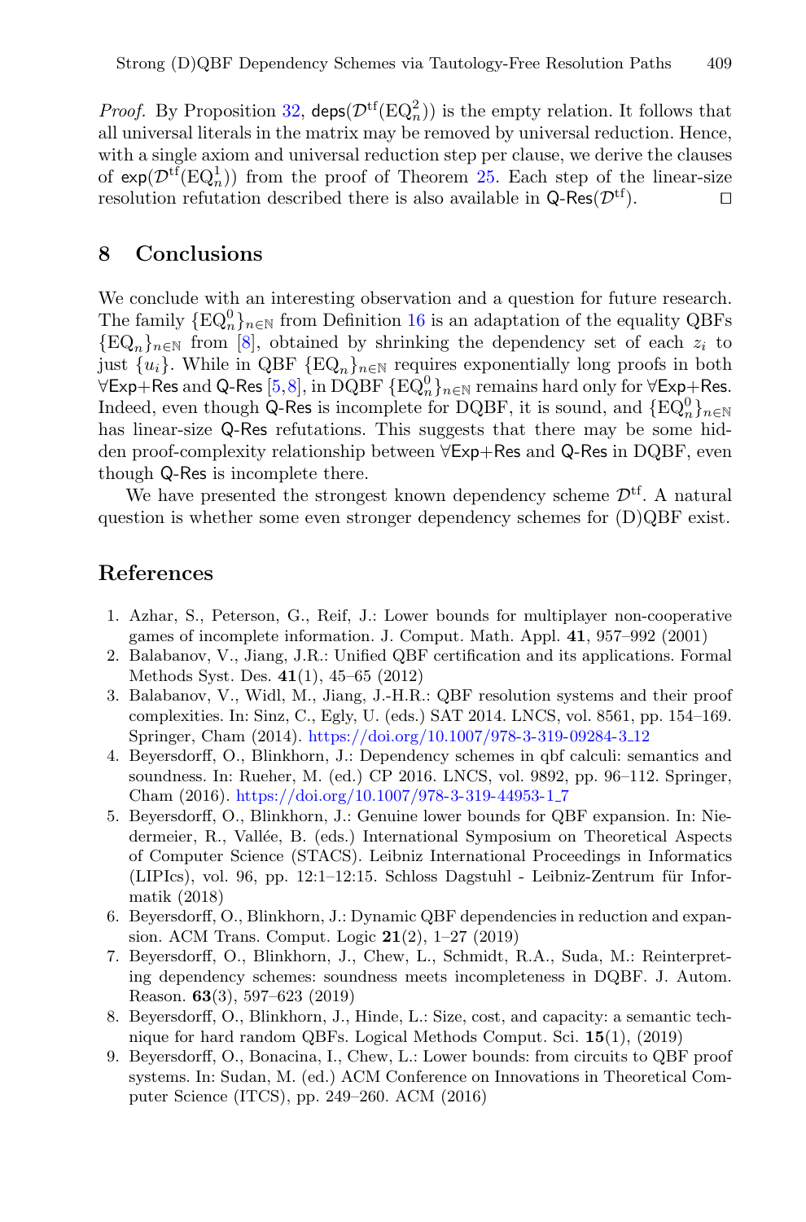*Proof.* By Proposition 32, $\mathsf{deps}(\mathcal{D}^{\mathrm{tf}}(\mathrm{EQ}_n^2))$ is the empty relation. It follows that all universal literals in the matrix may be removed by universal reduction. Hence, with a single axiom and universal reduction step per clause, we derive the clauses of $\mathsf{exp}(\mathcal{D}^{\mathrm{tf}}(\mathrm{EQ}_n^1))$ from the proof of Theorem 25. Each step of the linear-size resolution refutation described there is also available in $\mathsf{Q\text{-}Res}(\mathcal{D}^{\mathrm{tf}})$. ◻

## 8 Conclusions

We conclude with an interesting observation and a question for future research. The family $\{\mathrm{EQ}_n^0\}_{n\in\mathbb{N}}$ from Definition 16 is an adaptation of the equality QBFs $\{\mathrm{EQ}_n\}_{n\in\mathbb{N}}$ from [8], obtained by shrinking the dependency set of each $z_i$ to just $\{u_i\}$. While in QBF $\{\mathrm{EQ}_n\}_{n\in\mathbb{N}}$ requires exponentially long proofs in both $\forall\mathsf{Exp{+}Res}$ and $\mathsf{Q\text{-}Res}$ [5,8], in DQBF $\{\mathrm{EQ}_n^0\}_{n\in\mathbb{N}}$ remains hard only for $\forall\mathsf{Exp{+}Res}$. Indeed, even though $\mathsf{Q\text{-}Res}$ is incomplete for DQBF, it is sound, and $\{\mathrm{EQ}_n^0\}_{n\in\mathbb{N}}$ has linear-size $\mathsf{Q\text{-}Res}$ refutations. This suggests that there may be some hidden proof-complexity relationship between $\forall\mathsf{Exp{+}Res}$ and $\mathsf{Q\text{-}Res}$ in DQBF, even though $\mathsf{Q\text{-}Res}$ is incomplete there.

We have presented the strongest known dependency scheme $\mathcal{D}^{\mathrm{tf}}$. A natural question is whether some even stronger dependency schemes for (D)QBF exist.

## References

1. Azhar, S., Peterson, G., Reif, J.: Lower bounds for multiplayer non-cooperative games of incomplete information. J. Comput. Math. Appl. **41**, 957–992 (2001)
2. Balabanov, V., Jiang, J.R.: Unified QBF certification and its applications. Formal Methods Syst. Des. **41**(1), 45–65 (2012)
3. Balabanov, V., Widl, M., Jiang, J.-H.R.: QBF resolution systems and their proof complexities. In: Sinz, C., Egly, U. (eds.) SAT 2014. LNCS, vol. 8561, pp. 154–169. Springer, Cham (2014). https://doi.org/10.1007/978-3-319-09284-3_12
4. Beyersdorff, O., Blinkhorn, J.: Dependency schemes in qbf calculi: semantics and soundness. In: Rueher, M. (ed.) CP 2016. LNCS, vol. 9892, pp. 96–112. Springer, Cham (2016). https://doi.org/10.1007/978-3-319-44953-1_7
5. Beyersdorff, O., Blinkhorn, J.: Genuine lower bounds for QBF expansion. In: Niedermeier, R., Vallée, B. (eds.) International Symposium on Theoretical Aspects of Computer Science (STACS). Leibniz International Proceedings in Informatics (LIPIcs), vol. 96, pp. 12:1–12:15. Schloss Dagstuhl - Leibniz-Zentrum für Informatik (2018)
6. Beyersdorff, O., Blinkhorn, J.: Dynamic QBF dependencies in reduction and expansion. ACM Trans. Comput. Logic **21**(2), 1–27 (2019)
7. Beyersdorff, O., Blinkhorn, J., Chew, L., Schmidt, R.A., Suda, M.: Reinterpreting dependency schemes: soundness meets incompleteness in DQBF. J. Autom. Reason. **63**(3), 597–623 (2019)
8. Beyersdorff, O., Blinkhorn, J., Hinde, L.: Size, cost, and capacity: a semantic technique for hard random QBFs. Logical Methods Comput. Sci. **15**(1), (2019)
9. Beyersdorff, O., Bonacina, I., Chew, L.: Lower bounds: from circuits to QBF proof systems. In: Sudan, M. (ed.) ACM Conference on Innovations in Theoretical Computer Science (ITCS), pp. 249–260. ACM (2016)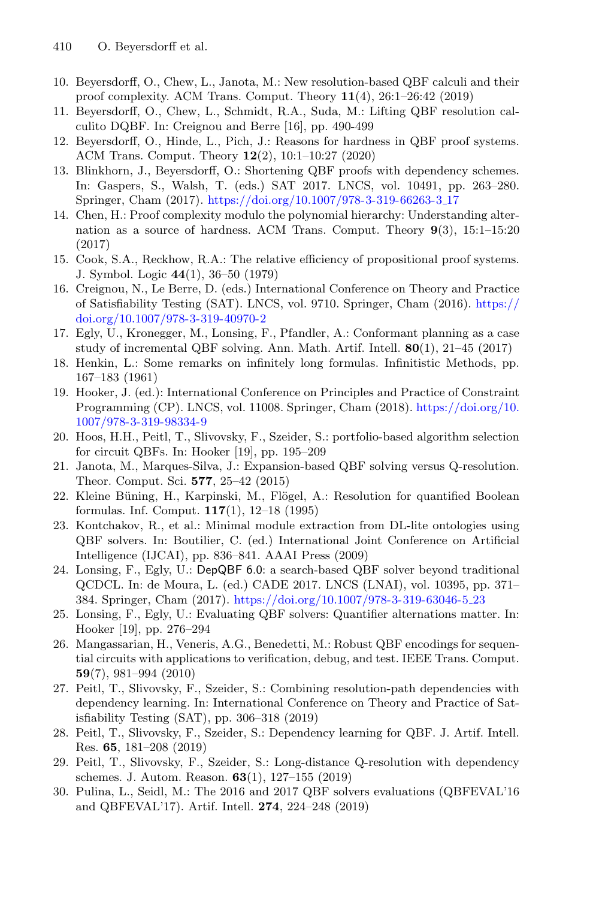10. Beyersdorff, O., Chew, L., Janota, M.: New resolution-based QBF calculi and their proof complexity. ACM Trans. Comput. Theory **11**(4), 26:1–26:42 (2019)
11. Beyersdorff, O., Chew, L., Schmidt, R.A., Suda, M.: Lifting QBF resolution calculito DQBF. In: Creignou and Berre [16], pp. 490-499
12. Beyersdorff, O., Hinde, L., Pich, J.: Reasons for hardness in QBF proof systems. ACM Trans. Comput. Theory **12**(2), 10:1–10:27 (2020)
13. Blinkhorn, J., Beyersdorff, O.: Shortening QBF proofs with dependency schemes. In: Gaspers, S., Walsh, T. (eds.) SAT 2017. LNCS, vol. 10491, pp. 263–280. Springer, Cham (2017). https://doi.org/10.1007/978-3-319-66263-3_17
14. Chen, H.: Proof complexity modulo the polynomial hierarchy: Understanding alternation as a source of hardness. ACM Trans. Comput. Theory **9**(3), 15:1–15:20 (2017)
15. Cook, S.A., Reckhow, R.A.: The relative efficiency of propositional proof systems. J. Symbol. Logic **44**(1), 36–50 (1979)
16. Creignou, N., Le Berre, D. (eds.) International Conference on Theory and Practice of Satisfiability Testing (SAT). LNCS, vol. 9710. Springer, Cham (2016). https://doi.org/10.1007/978-3-319-40970-2
17. Egly, U., Kronegger, M., Lonsing, F., Pfandler, A.: Conformant planning as a case study of incremental QBF solving. Ann. Math. Artif. Intell. **80**(1), 21–45 (2017)
18. Henkin, L.: Some remarks on infinitely long formulas. Infinitistic Methods, pp. 167–183 (1961)
19. Hooker, J. (ed.): International Conference on Principles and Practice of Constraint Programming (CP). LNCS, vol. 11008. Springer, Cham (2018). https://doi.org/10.1007/978-3-319-98334-9
20. Hoos, H.H., Peitl, T., Slivovsky, F., Szeider, S.: portfolio-based algorithm selection for circuit QBFs. In: Hooker [19], pp. 195–209
21. Janota, M., Marques-Silva, J.: Expansion-based QBF solving versus Q-resolution. Theor. Comput. Sci. **577**, 25–42 (2015)
22. Kleine Büning, H., Karpinski, M., Flögel, A.: Resolution for quantified Boolean formulas. Inf. Comput. **117**(1), 12–18 (1995)
23. Kontchakov, R., et al.: Minimal module extraction from DL-lite ontologies using QBF solvers. In: Boutilier, C. (ed.) International Joint Conference on Artificial Intelligence (IJCAI), pp. 836–841. AAAI Press (2009)
24. Lonsing, F., Egly, U.: DepQBF 6.0: a search-based QBF solver beyond traditional QCDCL. In: de Moura, L. (ed.) CADE 2017. LNCS (LNAI), vol. 10395, pp. 371–384. Springer, Cham (2017). https://doi.org/10.1007/978-3-319-63046-5_23
25. Lonsing, F., Egly, U.: Evaluating QBF solvers: Quantifier alternations matter. In: Hooker [19], pp. 276–294
26. Mangassarian, H., Veneris, A.G., Benedetti, M.: Robust QBF encodings for sequential circuits with applications to verification, debug, and test. IEEE Trans. Comput. **59**(7), 981–994 (2010)
27. Peitl, T., Slivovsky, F., Szeider, S.: Combining resolution-path dependencies with dependency learning. In: International Conference on Theory and Practice of Satisfiability Testing (SAT), pp. 306–318 (2019)
28. Peitl, T., Slivovsky, F., Szeider, S.: Dependency learning for QBF. J. Artif. Intell. Res. **65**, 181–208 (2019)
29. Peitl, T., Slivovsky, F., Szeider, S.: Long-distance Q-resolution with dependency schemes. J. Autom. Reason. **63**(1), 127–155 (2019)
30. Pulina, L., Seidl, M.: The 2016 and 2017 QBF solvers evaluations (QBFEVAL'16 and QBFEVAL'17). Artif. Intell. **274**, 224–248 (2019)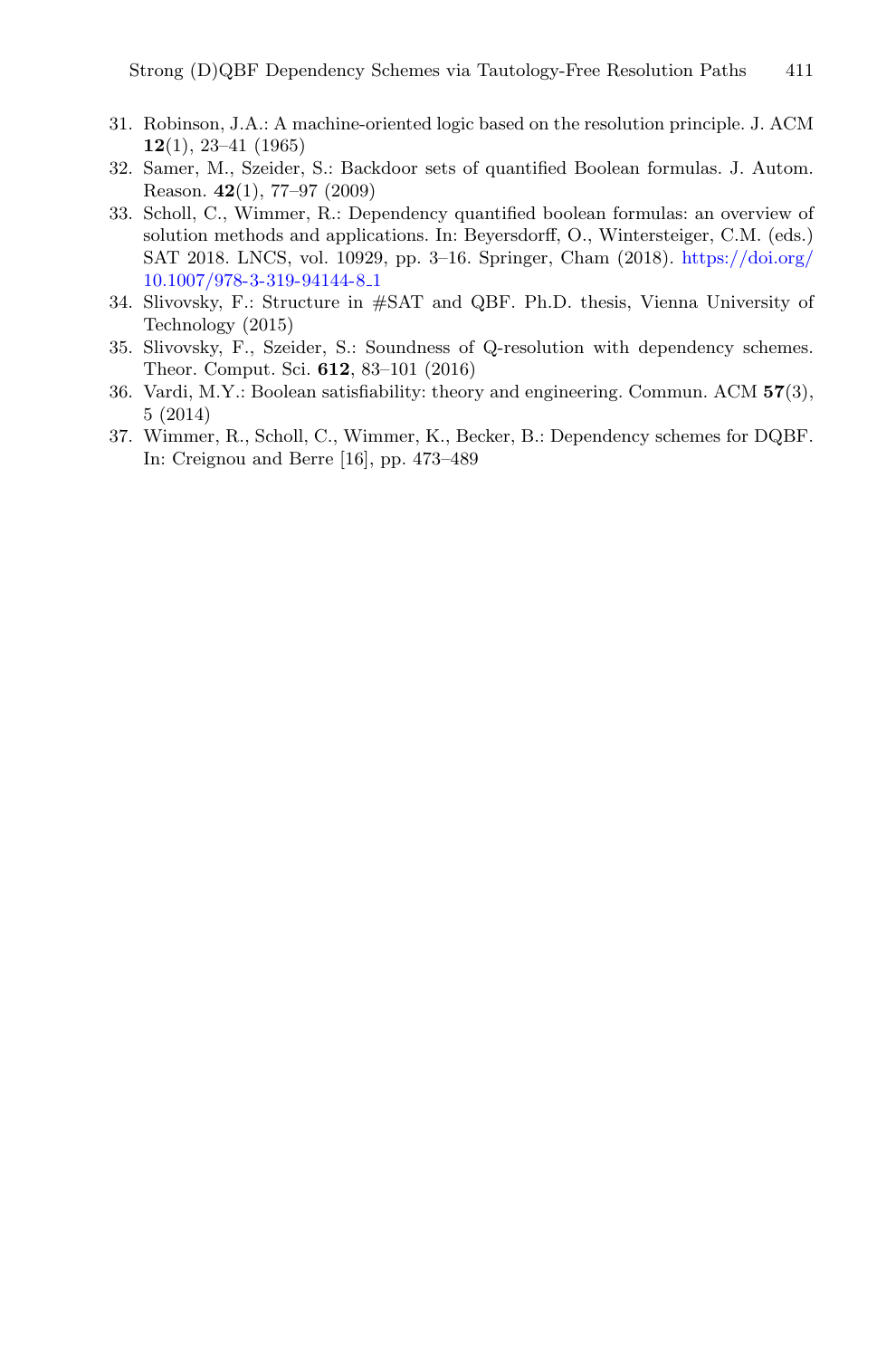31. Robinson, J.A.: A machine-oriented logic based on the resolution principle. J. ACM **12**(1), 23–41 (1965)
32. Samer, M., Szeider, S.: Backdoor sets of quantified Boolean formulas. J. Autom. Reason. **42**(1), 77–97 (2009)
33. Scholl, C., Wimmer, R.: Dependency quantified boolean formulas: an overview of solution methods and applications. In: Beyersdorff, O., Wintersteiger, C.M. (eds.) SAT 2018. LNCS, vol. 10929, pp. 3–16. Springer, Cham (2018). https://doi.org/10.1007/978-3-319-94144-8_1
34. Slivovsky, F.: Structure in #SAT and QBF. Ph.D. thesis, Vienna University of Technology (2015)
35. Slivovsky, F., Szeider, S.: Soundness of Q-resolution with dependency schemes. Theor. Comput. Sci. **612**, 83–101 (2016)
36. Vardi, M.Y.: Boolean satisfiability: theory and engineering. Commun. ACM **57**(3), 5 (2014)
37. Wimmer, R., Scholl, C., Wimmer, K., Becker, B.: Dependency schemes for DQBF. In: Creignou and Berre [16], pp. 473–489